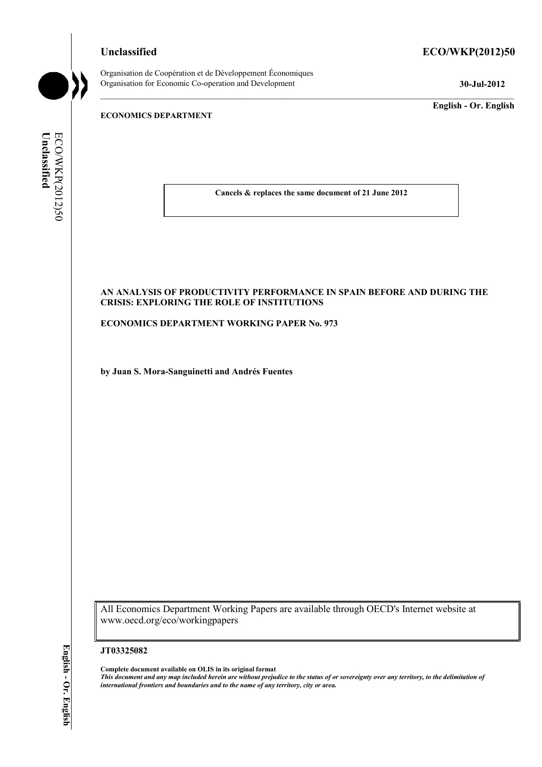**Unclassified** **ECO/WKP(2012)50**

Organisation de Coopération et de Développement Économiques
Organisation for Economic Co-operation and Development **30-Jul-2012**

**English - Or. English**

**ECONOMICS DEPARTMENT**

**Cancels & replaces the same document of 21 June 2012**

**AN ANALYSIS OF PRODUCTIVITY PERFORMANCE IN SPAIN BEFORE AND DURING THE CRISIS: EXPLORING THE ROLE OF INSTITUTIONS**

**ECONOMICS DEPARTMENT WORKING PAPER No. 973**

**by Juan S. Mora-Sanguinetti and Andrés Fuentes**

All Economics Department Working Papers are available through OECD's Internet website at www.oecd.org/eco/workingpapers

**JT03325082**

**Complete document available on OLIS in its original format**
***This document and any map included herein are without prejudice to the status of or sovereignty over any territory, to the delimitation of international frontiers and boundaries and to the name of any territory, city or area.***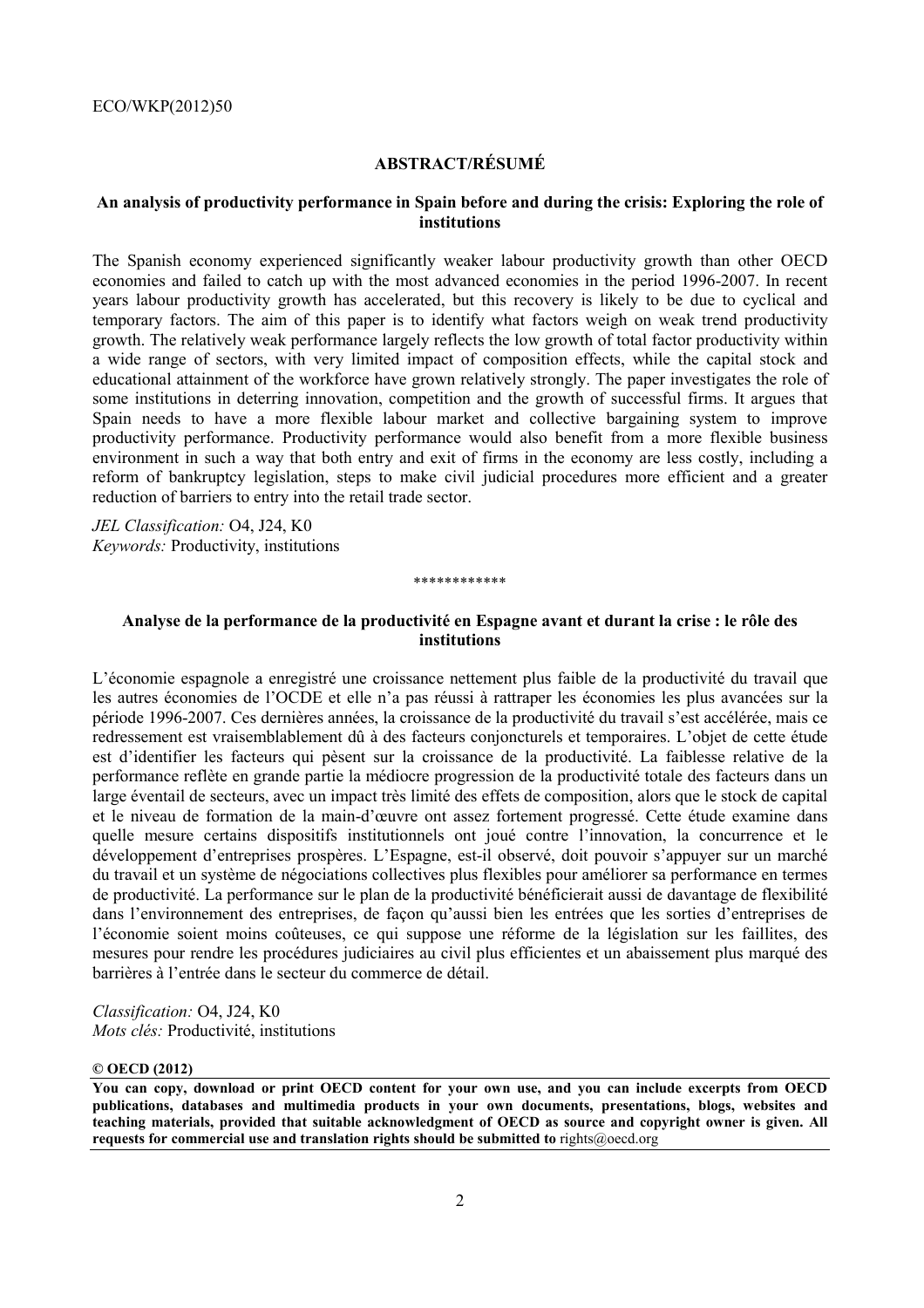## ABSTRACT/RÉSUMÉ

### An analysis of productivity performance in Spain before and during the crisis: Exploring the role of institutions

The Spanish economy experienced significantly weaker labour productivity growth than other OECD economies and failed to catch up with the most advanced economies in the period 1996-2007. In recent years labour productivity growth has accelerated, but this recovery is likely to be due to cyclical and temporary factors. The aim of this paper is to identify what factors weigh on weak trend productivity growth. The relatively weak performance largely reflects the low growth of total factor productivity within a wide range of sectors, with very limited impact of composition effects, while the capital stock and educational attainment of the workforce have grown relatively strongly. The paper investigates the role of some institutions in deterring innovation, competition and the growth of successful firms. It argues that Spain needs to have a more flexible labour market and collective bargaining system to improve productivity performance. Productivity performance would also benefit from a more flexible business environment in such a way that both entry and exit of firms in the economy are less costly, including a reform of bankruptcy legislation, steps to make civil judicial procedures more efficient and a greater reduction of barriers to entry into the retail trade sector.

*JEL Classification:* O4, J24, K0
*Keywords:* Productivity, institutions

************

### Analyse de la performance de la productivité en Espagne avant et durant la crise : le rôle des institutions

L'économie espagnole a enregistré une croissance nettement plus faible de la productivité du travail que les autres économies de l'OCDE et elle n'a pas réussi à rattraper les économies les plus avancées sur la période 1996-2007. Ces dernières années, la croissance de la productivité du travail s'est accélérée, mais ce redressement est vraisemblablement dû à des facteurs conjoncturels et temporaires. L'objet de cette étude est d'identifier les facteurs qui pèsent sur la croissance de la productivité. La faiblesse relative de la performance reflète en grande partie la médiocre progression de la productivité totale des facteurs dans un large éventail de secteurs, avec un impact très limité des effets de composition, alors que le stock de capital et le niveau de formation de la main-d'œuvre ont assez fortement progressé. Cette étude examine dans quelle mesure certains dispositifs institutionnels ont joué contre l'innovation, la concurrence et le développement d'entreprises prospères. L'Espagne, est-il observé, doit pouvoir s'appuyer sur un marché du travail et un système de négociations collectives plus flexibles pour améliorer sa performance en termes de productivité. La performance sur le plan de la productivité bénéficierait aussi de davantage de flexibilité dans l'environnement des entreprises, de façon qu'aussi bien les entrées que les sorties d'entreprises de l'économie soient moins coûteuses, ce qui suppose une réforme de la législation sur les faillites, des mesures pour rendre les procédures judiciaires au civil plus efficientes et un abaissement plus marqué des barrières à l'entrée dans le secteur du commerce de détail.

*Classification:* O4, J24, K0
*Mots clés:* Productivité, institutions

**© OECD (2012)**

**You can copy, download or print OECD content for your own use, and you can include excerpts from OECD publications, databases and multimedia products in your own documents, presentations, blogs, websites and teaching materials, provided that suitable acknowledgment of OECD as source and copyright owner is given. All requests for commercial use and translation rights should be submitted to** rights@oecd.org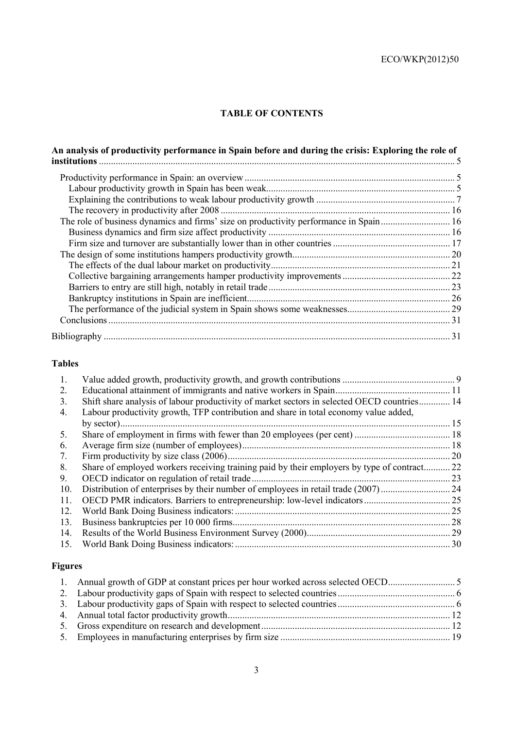**TABLE OF CONTENTS**

**An analysis of productivity performance in Spain before and during the crisis: Exploring the role of institutions** ... 5

- Productivity performance in Spain: an overview ... 5
  - Labour productivity growth in Spain has been weak ... 5
  - Explaining the contributions to weak labour productivity growth ... 7
  - The recovery in productivity after 2008 ... 16
- The role of business dynamics and firms' size on productivity performance in Spain ... 16
  - Business dynamics and firm size affect productivity ... 16
  - Firm size and turnover are substantially lower than in other countries ... 17
- The design of some institutions hampers productivity growth ... 20
  - The effects of the dual labour market on productivity ... 21
  - Collective bargaining arrangements hamper productivity improvements ... 22
  - Barriers to entry are still high, notably in retail trade ... 23
  - Bankruptcy institutions in Spain are inefficient ... 26
  - The performance of the judicial system in Spain shows some weaknesses ... 29
- Conclusions ... 31

Bibliography ... 31

**Tables**

1. Value added growth, productivity growth, and growth contributions ... 9
2. Educational attainment of immigrants and native workers in Spain ... 11
3. Shift share analysis of labour productivity of market sectors in selected OECD countries ... 14
4. Labour productivity growth, TFP contribution and share in total economy value added, by sector) ... 15
5. Share of employment in firms with fewer than 20 employees (per cent) ... 18
6. Average firm size (number of employees) ... 18
7. Firm productivity by size class (2006) ... 20
8. Share of employed workers receiving training paid by their employers by type of contract ... 22
9. OECD indicator on regulation of retail trade ... 23
10. Distribution of enterprises by their number of employees in retail trade (2007) ... 24
11. OECD PMR indicators. Barriers to entrepreneurship: low-level indicators ... 25
12. World Bank Doing Business indicators: ... 25
13. Business bankruptcies per 10 000 firms ... 28
14. Results of the World Business Environment Survey (2000) ... 29
15. World Bank Doing Business indicators: ... 30

**Figures**

1. Annual growth of GDP at constant prices per hour worked across selected OECD ... 5
2. Labour productivity gaps of Spain with respect to selected countries ... 6
3. Labour productivity gaps of Spain with respect to selected countries ... 6
4. Annual total factor productivity growth ... 12
5. Gross expenditure on research and development ... 12
5. Employees in manufacturing enterprises by firm size ... 19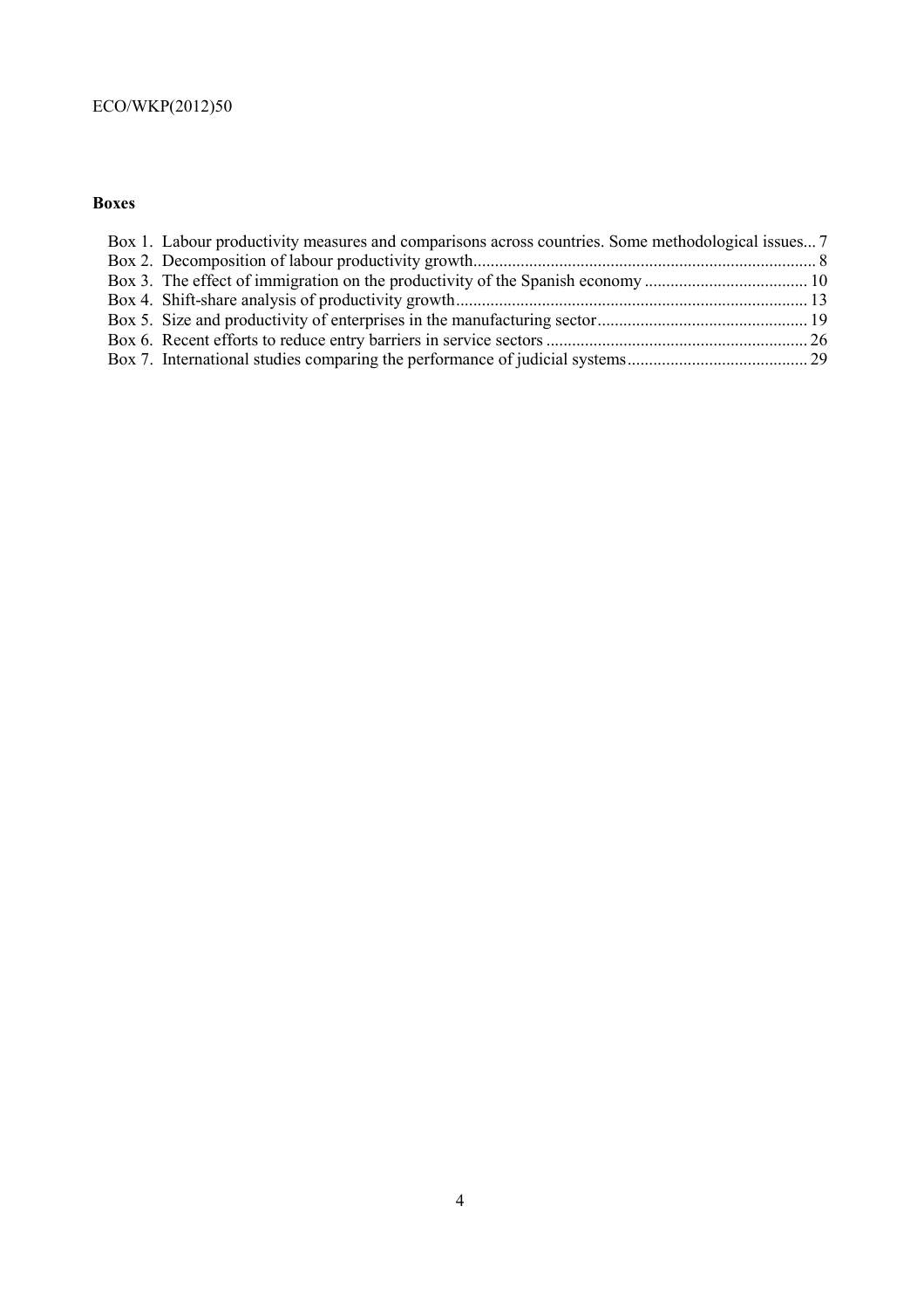**Boxes**

Box 1. Labour productivity measures and comparisons across countries. Some methodological issues... 7
Box 2. Decomposition of labour productivity growth................................................................................ 8
Box 3. The effect of immigration on the productivity of the Spanish economy ...................................... 10
Box 4. Shift-share analysis of productivity growth.................................................................................. 13
Box 5. Size and productivity of enterprises in the manufacturing sector................................................. 19
Box 6. Recent efforts to reduce entry barriers in service sectors ............................................................. 26
Box 7. International studies comparing the performance of judicial systems.......................................... 29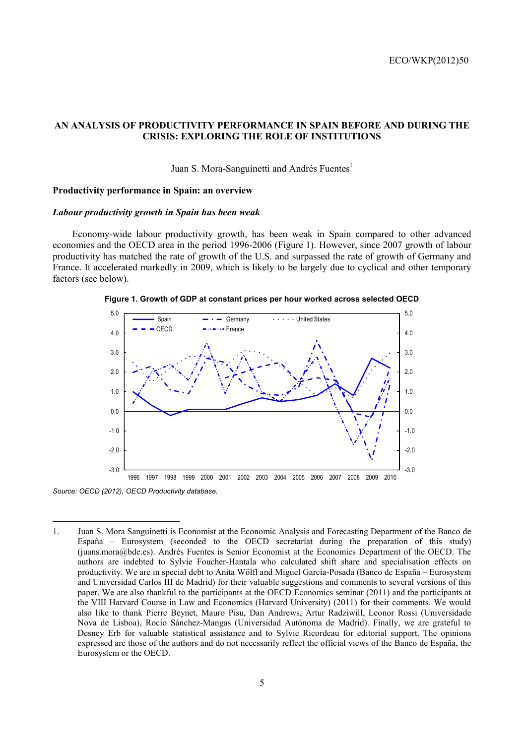## AN ANALYSIS OF PRODUCTIVITY PERFORMANCE IN SPAIN BEFORE AND DURING THE CRISIS: EXPLORING THE ROLE OF INSTITUTIONS

Juan S. Mora-Sanguinetti and Andrés Fuentes[1]

### Productivity performance in Spain: an overview

#### *Labour productivity growth in Spain has been weak*

Economy-wide labour productivity growth, has been weak in Spain compared to other advanced economies and the OECD area in the period 1996-2006 (Figure 1). However, since 2007 growth of labour productivity has matched the rate of growth of the U.S. and surpassed the rate of growth of Germany and France. It accelerated markedly in 2009, which is likely to be largely due to cyclical and other temporary factors (see below).

**Figure 1. Growth of GDP at constant prices per hour worked across selected OECD**

*Source: OECD (2012), OECD Productivity database.*

---

1. Juan S. Mora Sanguinetti is Economist at the Economic Analysis and Forecasting Department of the Banco de España – Eurosystem (seconded to the OECD secretariat during the preparation of this study) (juans.mora@bde.es). Andrés Fuentes is Senior Economist at the Economics Department of the OECD. The authors are indebted to Sylvie Foucher-Hantala who calculated shift share and specialisation effects on productivity. We are in special debt to Anita Wölfl and Miguel García-Posada (Banco de España – Eurosystem and Universidad Carlos III de Madrid) for their valuable suggestions and comments to several versions of this paper. We are also thankful to the participants at the OECD Economics seminar (2011) and the participants at the VIII Harvard Course in Law and Economics (Harvard University) (2011) for their comments. We would also like to thank Pierre Beynet, Mauro Pisu, Dan Andrews, Artur Radziwill, Leonor Rossi (Universidade Nova de Lisboa), Rocío Sánchez-Mangas (Universidad Autónoma de Madrid). Finally, we are grateful to Desney Erb for valuable statistical assistance and to Sylvie Ricordeau for editorial support. The opinions expressed are those of the authors and do not necessarily reflect the official views of the Banco de España, the Eurosystem or the OECD.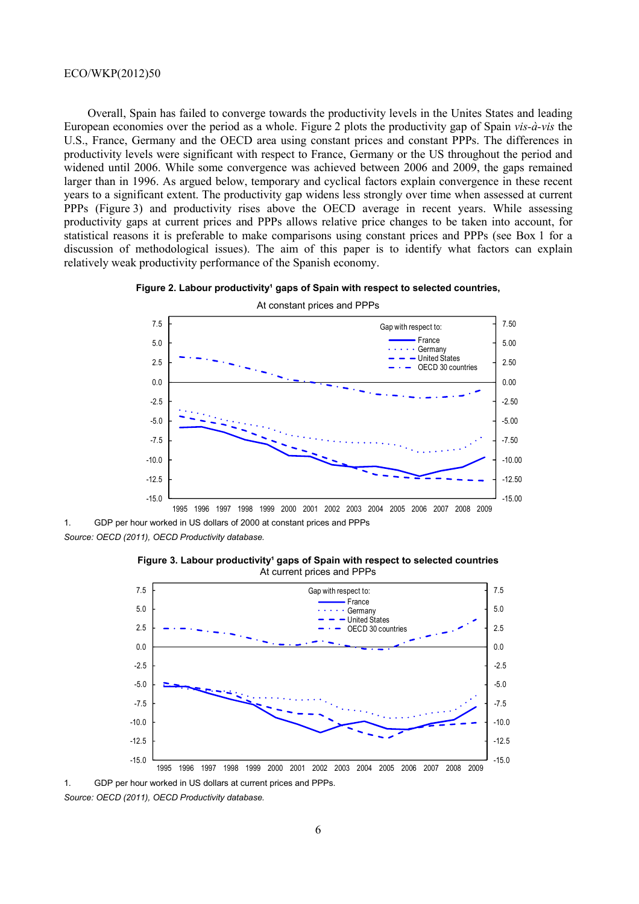Overall, Spain has failed to converge towards the productivity levels in the Unites States and leading European economies over the period as a whole. Figure 2 plots the productivity gap of Spain *vis-à-vis* the U.S., France, Germany and the OECD area using constant prices and constant PPPs. The differences in productivity levels were significant with respect to France, Germany or the US throughout the period and widened until 2006. While some convergence was achieved between 2006 and 2009, the gaps remained larger than in 1996. As argued below, temporary and cyclical factors explain convergence in these recent years to a significant extent. The productivity gap widens less strongly over time when assessed at current PPPs (Figure 3) and productivity rises above the OECD average in recent years. While assessing productivity gaps at current prices and PPPs allows relative price changes to be taken into account, for statistical reasons it is preferable to make comparisons using constant prices and PPPs (see Box 1 for a discussion of methodological issues). The aim of this paper is to identify what factors can explain relatively weak productivity performance of the Spanish economy.

**Figure 2. Labour productivity[1] gaps of Spain with respect to selected countries,**

At constant prices and PPPs

1. GDP per hour worked in US dollars of 2000 at constant prices and PPPs

*Source: OECD (2011), OECD Productivity database.*

**Figure 3. Labour productivity[1] gaps of Spain with respect to selected countries**

At current prices and PPPs

1. GDP per hour worked in US dollars at current prices and PPPs.

*Source: OECD (2011), OECD Productivity database.*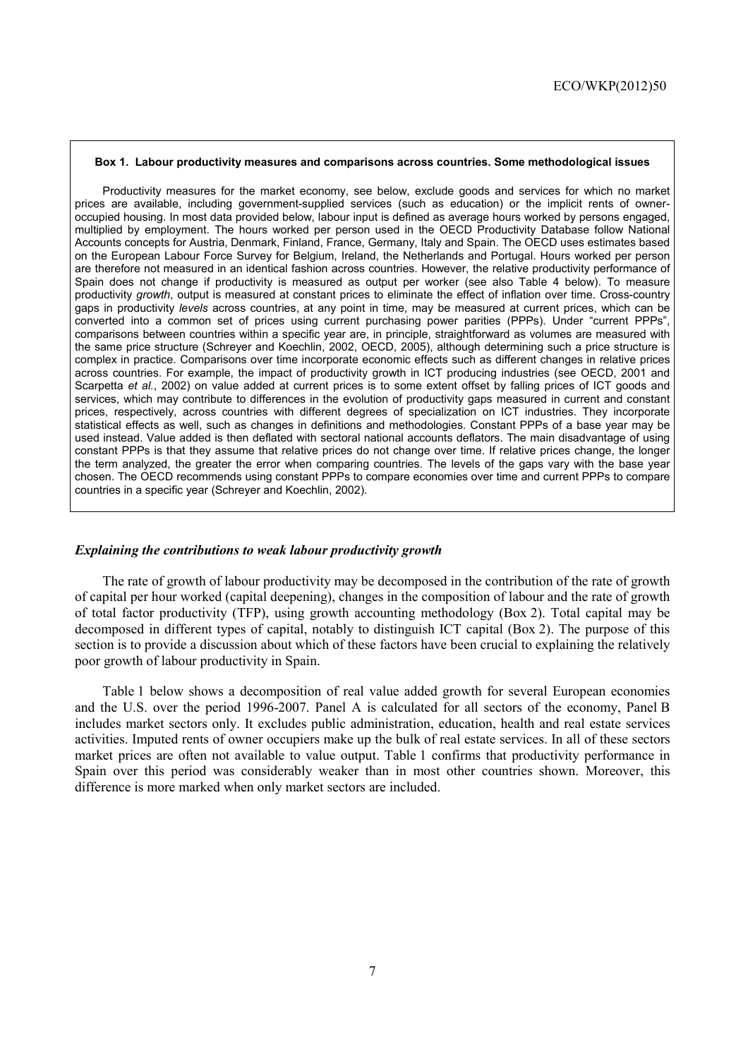**Box 1. Labour productivity measures and comparisons across countries. Some methodological issues**

Productivity measures for the market economy, see below, exclude goods and services for which no market prices are available, including government-supplied services (such as education) or the implicit rents of owner-occupied housing. In most data provided below, labour input is defined as average hours worked by persons engaged, multiplied by employment. The hours worked per person used in the OECD Productivity Database follow National Accounts concepts for Austria, Denmark, Finland, France, Germany, Italy and Spain. The OECD uses estimates based on the European Labour Force Survey for Belgium, Ireland, the Netherlands and Portugal. Hours worked per person are therefore not measured in an identical fashion across countries. However, the relative productivity performance of Spain does not change if productivity is measured as output per worker (see also Table 4 below). To measure productivity *growth*, output is measured at constant prices to eliminate the effect of inflation over time. Cross-country gaps in productivity *levels* across countries, at any point in time, may be measured at current prices, which can be converted into a common set of prices using current purchasing power parities (PPPs). Under "current PPPs", comparisons between countries within a specific year are, in principle, straightforward as volumes are measured with the same price structure (Schreyer and Koechlin, 2002, OECD, 2005), although determining such a price structure is complex in practice. Comparisons over time incorporate economic effects such as different changes in relative prices across countries. For example, the impact of productivity growth in ICT producing industries (see OECD, 2001 and Scarpetta *et al.*, 2002) on value added at current prices is to some extent offset by falling prices of ICT goods and services, which may contribute to differences in the evolution of productivity gaps measured in current and constant prices, respectively, across countries with different degrees of specialization on ICT industries. They incorporate statistical effects as well, such as changes in definitions and methodologies. Constant PPPs of a base year may be used instead. Value added is then deflated with sectoral national accounts deflators. The main disadvantage of using constant PPPs is that they assume that relative prices do not change over time. If relative prices change, the longer the term analyzed, the greater the error when comparing countries. The levels of the gaps vary with the base year chosen. The OECD recommends using constant PPPs to compare economies over time and current PPPs to compare countries in a specific year (Schreyer and Koechlin, 2002).

### *Explaining the contributions to weak labour productivity growth*

The rate of growth of labour productivity may be decomposed in the contribution of the rate of growth of capital per hour worked (capital deepening), changes in the composition of labour and the rate of growth of total factor productivity (TFP), using growth accounting methodology (Box 2). Total capital may be decomposed in different types of capital, notably to distinguish ICT capital (Box 2). The purpose of this section is to provide a discussion about which of these factors have been crucial to explaining the relatively poor growth of labour productivity in Spain.

Table 1 below shows a decomposition of real value added growth for several European economies and the U.S. over the period 1996-2007. Panel A is calculated for all sectors of the economy, Panel B includes market sectors only. It excludes public administration, education, health and real estate services activities. Imputed rents of owner occupiers make up the bulk of real estate services. In all of these sectors market prices are often not available to value output. Table 1 confirms that productivity performance in Spain over this period was considerably weaker than in most other countries shown. Moreover, this difference is more marked when only market sectors are included.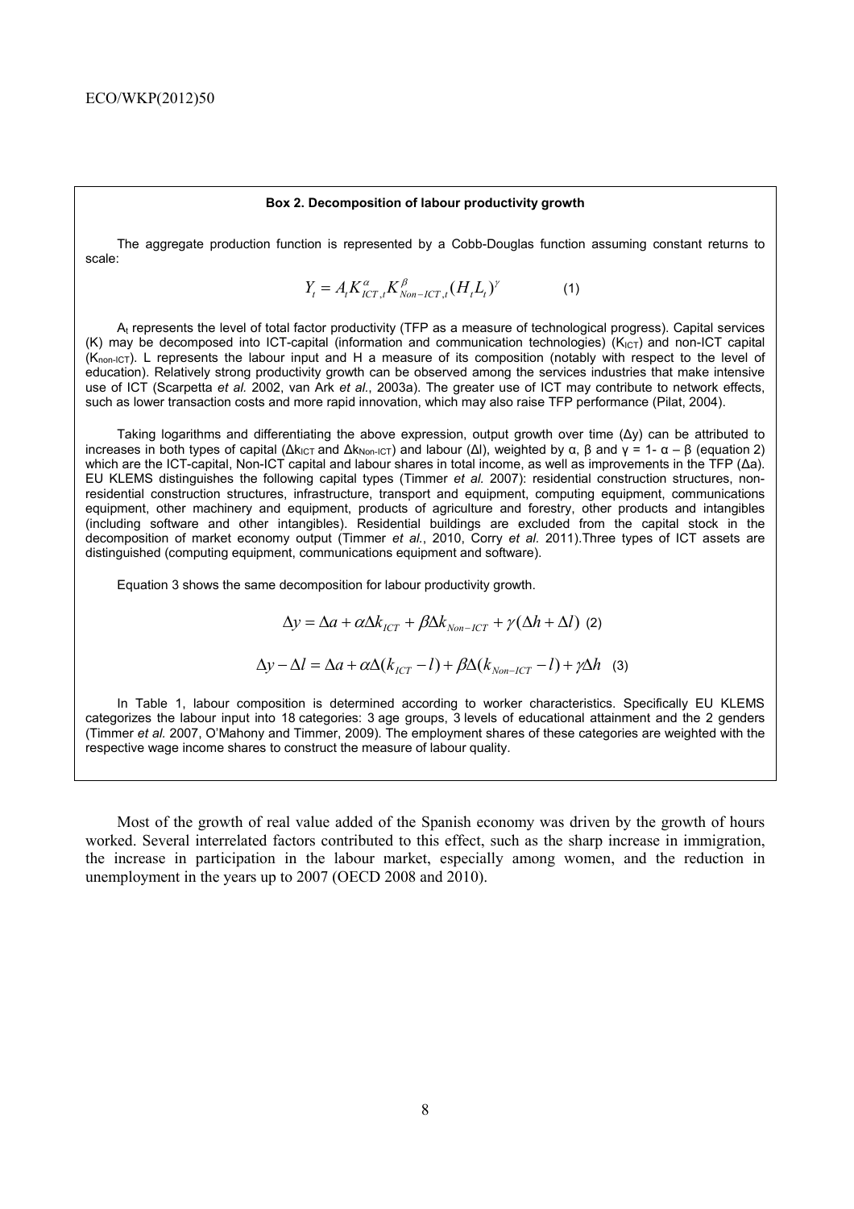**Box 2. Decomposition of labour productivity growth**

The aggregate production function is represented by a Cobb-Douglas function assuming constant returns to scale:

$$Y_t = A_t K_{ICT,t}^{\alpha} K_{Non-ICT,t}^{\beta} (H_t L_t)^{\gamma} \quad (1)$$

$A_t$ represents the level of total factor productivity (TFP as a measure of technological progress). Capital services (K) may be decomposed into ICT-capital (information and communication technologies) ($K_{ICT}$) and non-ICT capital ($K_{non-ICT}$). L represents the labour input and H a measure of its composition (notably with respect to the level of education). Relatively strong productivity growth can be observed among the services industries that make intensive use of ICT (Scarpetta *et al.* 2002, van Ark *et al.*, 2003a). The greater use of ICT may contribute to network effects, such as lower transaction costs and more rapid innovation, which may also raise TFP performance (Pilat, 2004).

Taking logarithms and differentiating the above expression, output growth over time ($\Delta y$) can be attributed to increases in both types of capital ($\Delta k_{ICT}$ and $\Delta k_{Non-ICT}$) and labour ($\Delta l$), weighted by $\alpha$, $\beta$ and $\gamma = 1 - \alpha - \beta$ (equation 2) which are the ICT-capital, Non-ICT capital and labour shares in total income, as well as improvements in the TFP ($\Delta a$). EU KLEMS distinguishes the following capital types (Timmer *et al.* 2007): residential construction structures, non-residential construction structures, infrastructure, transport and equipment, computing equipment, communications equipment, other machinery and equipment, products of agriculture and forestry, other products and intangibles (including software and other intangibles). Residential buildings are excluded from the capital stock in the decomposition of market economy output (Timmer *et al.*, 2010, Corry *et al.* 2011).Three types of ICT assets are distinguished (computing equipment, communications equipment and software).

Equation 3 shows the same decomposition for labour productivity growth.

$$\Delta y = \Delta a + \alpha \Delta k_{ICT} + \beta \Delta k_{Non-ICT} + \gamma(\Delta h + \Delta l) \quad (2)$$

$$\Delta y - \Delta l = \Delta a + \alpha \Delta(k_{ICT} - l) + \beta \Delta(k_{Non-ICT} - l) + \gamma \Delta h \quad (3)$$

In Table 1, labour composition is determined according to worker characteristics. Specifically EU KLEMS categorizes the labour input into 18 categories: 3 age groups, 3 levels of educational attainment and the 2 genders (Timmer *et al.* 2007, O'Mahony and Timmer, 2009). The employment shares of these categories are weighted with the respective wage income shares to construct the measure of labour quality.

Most of the growth of real value added of the Spanish economy was driven by the growth of hours worked. Several interrelated factors contributed to this effect, such as the sharp increase in immigration, the increase in participation in the labour market, especially among women, and the reduction in unemployment in the years up to 2007 (OECD 2008 and 2010).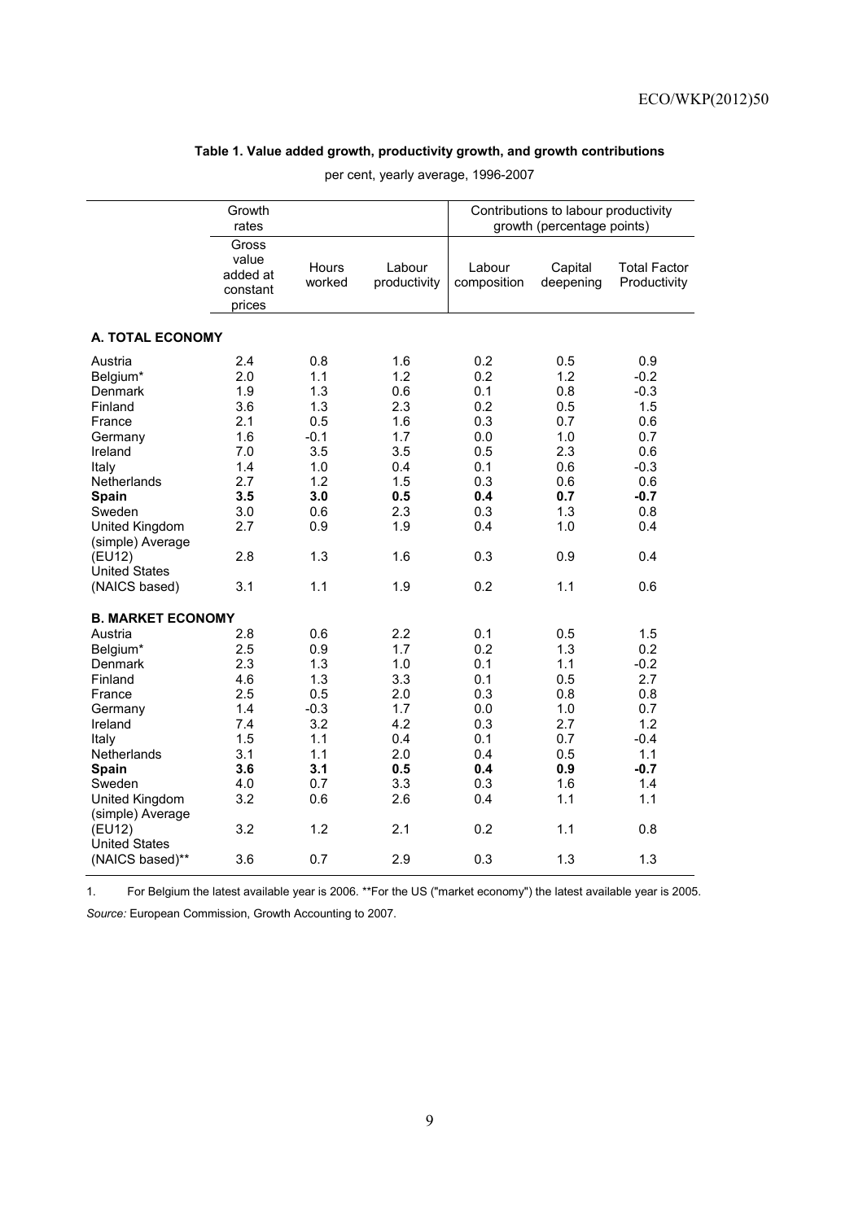**Table 1. Value added growth, productivity growth, and growth contributions**

per cent, yearly average, 1996-2007

| | Growth rates | | | Contributions to labour productivity growth (percentage points) | | |
|---|---|---|---|---|---|---|
| | Gross value added at constant prices | Hours worked | Labour productivity | Labour composition | Capital deepening | Total Factor Productivity |
| **A. TOTAL ECONOMY** | | | | | | |
| Austria | 2.4 | 0.8 | 1.6 | 0.2 | 0.5 | 0.9 |
| Belgium* | 2.0 | 1.1 | 1.2 | 0.2 | 1.2 | -0.2 |
| Denmark | 1.9 | 1.3 | 0.6 | 0.1 | 0.8 | -0.3 |
| Finland | 3.6 | 1.3 | 2.3 | 0.2 | 0.5 | 1.5 |
| France | 2.1 | 0.5 | 1.6 | 0.3 | 0.7 | 0.6 |
| Germany | 1.6 | -0.1 | 1.7 | 0.0 | 1.0 | 0.7 |
| Ireland | 7.0 | 3.5 | 3.5 | 0.5 | 2.3 | 0.6 |
| Italy | 1.4 | 1.0 | 0.4 | 0.1 | 0.6 | -0.3 |
| Netherlands | 2.7 | 1.2 | 1.5 | 0.3 | 0.6 | 0.6 |
| **Spain** | **3.5** | **3.0** | **0.5** | **0.4** | **0.7** | **-0.7** |
| Sweden | 3.0 | 0.6 | 2.3 | 0.3 | 1.3 | 0.8 |
| United Kingdom | 2.7 | 0.9 | 1.9 | 0.4 | 1.0 | 0.4 |
| (simple) Average (EU12) | 2.8 | 1.3 | 1.6 | 0.3 | 0.9 | 0.4 |
| United States (NAICS based) | 3.1 | 1.1 | 1.9 | 0.2 | 1.1 | 0.6 |
| **B. MARKET ECONOMY** | | | | | | |
| Austria | 2.8 | 0.6 | 2.2 | 0.1 | 0.5 | 1.5 |
| Belgium* | 2.5 | 0.9 | 1.7 | 0.2 | 1.3 | 0.2 |
| Denmark | 2.3 | 1.3 | 1.0 | 0.1 | 1.1 | -0.2 |
| Finland | 4.6 | 1.3 | 3.3 | 0.1 | 0.5 | 2.7 |
| France | 2.5 | 0.5 | 2.0 | 0.3 | 0.8 | 0.8 |
| Germany | 1.4 | -0.3 | 1.7 | 0.0 | 1.0 | 0.7 |
| Ireland | 7.4 | 3.2 | 4.2 | 0.3 | 2.7 | 1.2 |
| Italy | 1.5 | 1.1 | 0.4 | 0.1 | 0.7 | -0.4 |
| Netherlands | 3.1 | 1.1 | 2.0 | 0.4 | 0.5 | 1.1 |
| **Spain** | **3.6** | **3.1** | **0.5** | **0.4** | **0.9** | **-0.7** |
| Sweden | 4.0 | 0.7 | 3.3 | 0.3 | 1.6 | 1.4 |
| United Kingdom | 3.2 | 0.6 | 2.6 | 0.4 | 1.1 | 1.1 |
| (simple) Average (EU12) | 3.2 | 1.2 | 2.1 | 0.2 | 1.1 | 0.8 |
| United States (NAICS based)** | 3.6 | 0.7 | 2.9 | 0.3 | 1.3 | 1.3 |

1. For Belgium the latest available year is 2006. **For the US ("market economy") the latest available year is 2005.

*Source:* European Commission, Growth Accounting to 2007.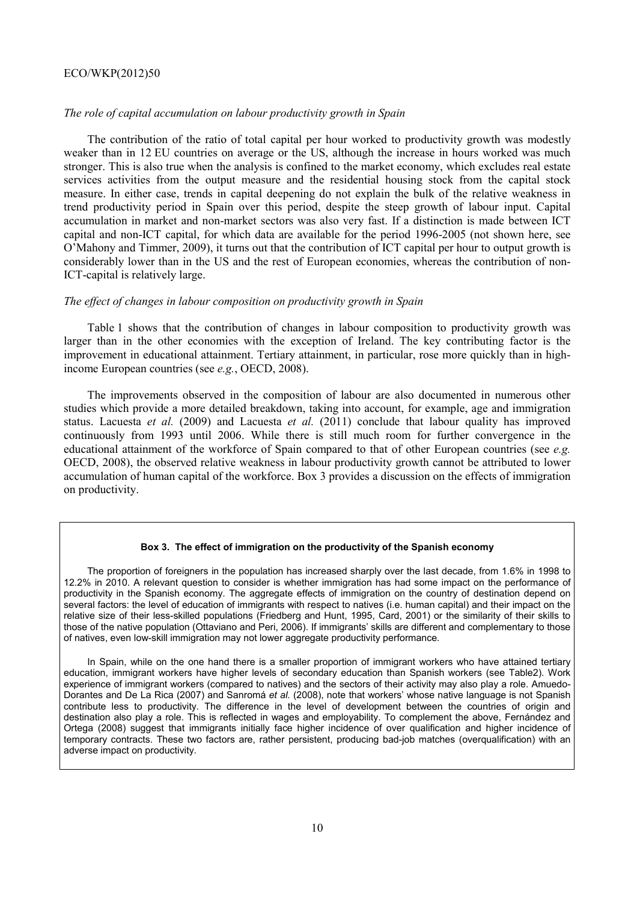*The role of capital accumulation on labour productivity growth in Spain*

The contribution of the ratio of total capital per hour worked to productivity growth was modestly weaker than in 12 EU countries on average or the US, although the increase in hours worked was much stronger. This is also true when the analysis is confined to the market economy, which excludes real estate services activities from the output measure and the residential housing stock from the capital stock measure. In either case, trends in capital deepening do not explain the bulk of the relative weakness in trend productivity period in Spain over this period, despite the steep growth of labour input. Capital accumulation in market and non-market sectors was also very fast. If a distinction is made between ICT capital and non-ICT capital, for which data are available for the period 1996-2005 (not shown here, see O'Mahony and Timmer, 2009), it turns out that the contribution of ICT capital per hour to output growth is considerably lower than in the US and the rest of European economies, whereas the contribution of non-ICT-capital is relatively large.

*The effect of changes in labour composition on productivity growth in Spain*

Table 1 shows that the contribution of changes in labour composition to productivity growth was larger than in the other economies with the exception of Ireland. The key contributing factor is the improvement in educational attainment. Tertiary attainment, in particular, rose more quickly than in high-income European countries (see *e.g.*, OECD, 2008).

The improvements observed in the composition of labour are also documented in numerous other studies which provide a more detailed breakdown, taking into account, for example, age and immigration status. Lacuesta *et al.* (2009) and Lacuesta *et al.* (2011) conclude that labour quality has improved continuously from 1993 until 2006. While there is still much room for further convergence in the educational attainment of the workforce of Spain compared to that of other European countries (see *e.g.* OECD, 2008), the observed relative weakness in labour productivity growth cannot be attributed to lower accumulation of human capital of the workforce. Box 3 provides a discussion on the effects of immigration on productivity.

**Box 3. The effect of immigration on the productivity of the Spanish economy**

The proportion of foreigners in the population has increased sharply over the last decade, from 1.6% in 1998 to 12.2% in 2010. A relevant question to consider is whether immigration has had some impact on the performance of productivity in the Spanish economy. The aggregate effects of immigration on the country of destination depend on several factors: the level of education of immigrants with respect to natives (i.e. human capital) and their impact on the relative size of their less-skilled populations (Friedberg and Hunt, 1995, Card, 2001) or the similarity of their skills to those of the native population (Ottaviano and Peri, 2006). If immigrants' skills are different and complementary to those of natives, even low-skill immigration may not lower aggregate productivity performance.

In Spain, while on the one hand there is a smaller proportion of immigrant workers who have attained tertiary education, immigrant workers have higher levels of secondary education than Spanish workers (see Table2). Work experience of immigrant workers (compared to natives) and the sectors of their activity may also play a role. Amuedo-Dorantes and De La Rica (2007) and Sanromá *et al.* (2008), note that workers' whose native language is not Spanish contribute less to productivity. The difference in the level of development between the countries of origin and destination also play a role. This is reflected in wages and employability. To complement the above, Fernández and Ortega (2008) suggest that immigrants initially face higher incidence of over qualification and higher incidence of temporary contracts. These two factors are, rather persistent, producing bad-job matches (overqualification) with an adverse impact on productivity.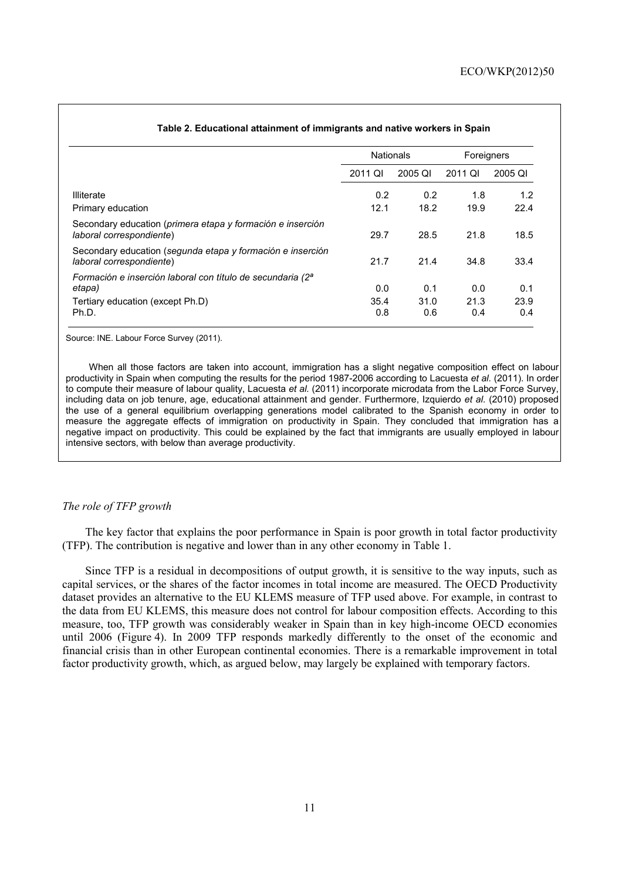**Table 2. Educational attainment of immigrants and native workers in Spain**

| | Nationals | | Foreigners | |
|---|---|---|---|---|
| | 2011 QI | 2005 QI | 2011 QI | 2005 QI |
| Illiterate | 0.2 | 0.2 | 1.8 | 1.2 |
| Primary education | 12.1 | 18.2 | 19.9 | 22.4 |
| Secondary education (*primera etapa y formación e inserción laboral correspondiente*) | 29.7 | 28.5 | 21.8 | 18.5 |
| Secondary education (*segunda etapa y formación e inserción laboral correspondiente*) | 21.7 | 21.4 | 34.8 | 33.4 |
| *Formación e inserción laboral con título de secundaria (2ª etapa)* | 0.0 | 0.1 | 0.0 | 0.1 |
| Tertiary education (except Ph.D) | 35.4 | 31.0 | 21.3 | 23.9 |
| Ph.D. | 0.8 | 0.6 | 0.4 | 0.4 |

Source: INE. Labour Force Survey (2011).

When all those factors are taken into account, immigration has a slight negative composition effect on labour productivity in Spain when computing the results for the period 1987-2006 according to Lacuesta *et al.* (2011). In order to compute their measure of labour quality, Lacuesta *et al.* (2011) incorporate microdata from the Labor Force Survey, including data on job tenure, age, educational attainment and gender. Furthermore, Izquierdo *et al.* (2010) proposed the use of a general equilibrium overlapping generations model calibrated to the Spanish economy in order to measure the aggregate effects of immigration on productivity in Spain. They concluded that immigration has a negative impact on productivity. This could be explained by the fact that immigrants are usually employed in labour intensive sectors, with below than average productivity.

*The role of TFP growth*

The key factor that explains the poor performance in Spain is poor growth in total factor productivity (TFP). The contribution is negative and lower than in any other economy in Table 1.

Since TFP is a residual in decompositions of output growth, it is sensitive to the way inputs, such as capital services, or the shares of the factor incomes in total income are measured. The OECD Productivity dataset provides an alternative to the EU KLEMS measure of TFP used above. For example, in contrast to the data from EU KLEMS, this measure does not control for labour composition effects. According to this measure, too, TFP growth was considerably weaker in Spain than in key high-income OECD economies until 2006 (Figure 4). In 2009 TFP responds markedly differently to the onset of the economic and financial crisis than in other European continental economies. There is a remarkable improvement in total factor productivity growth, which, as argued below, may largely be explained with temporary factors.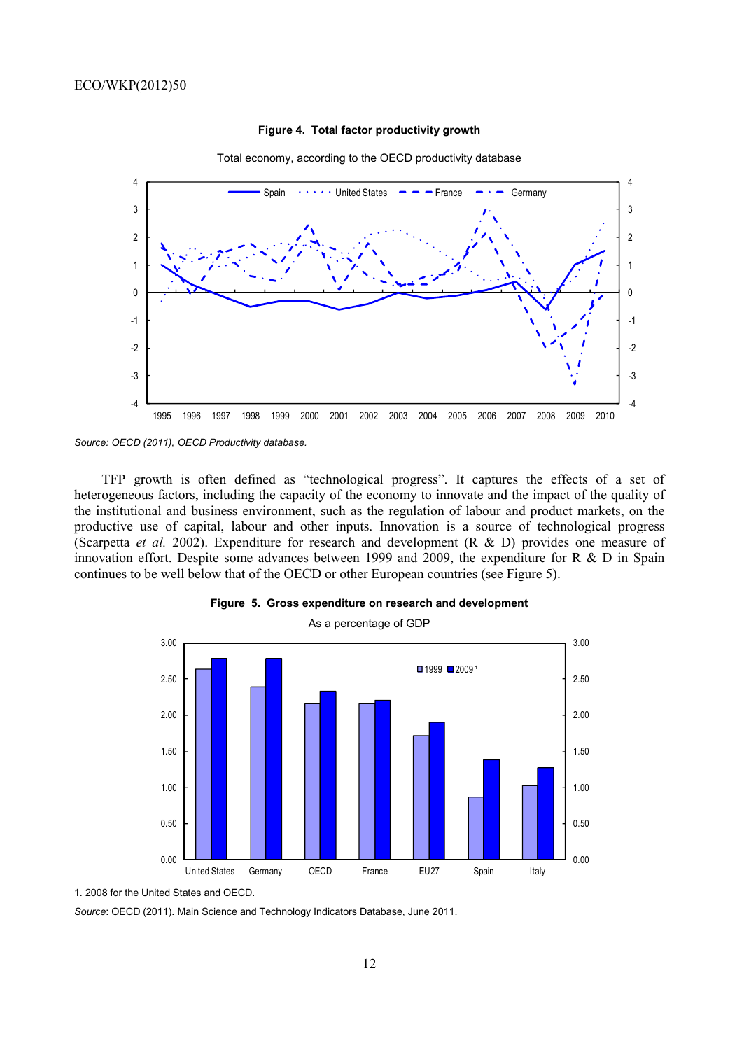**Figure 4. Total factor productivity growth**

Total economy, according to the OECD productivity database

*Source: OECD (2011), OECD Productivity database.*

TFP growth is often defined as "technological progress". It captures the effects of a set of heterogeneous factors, including the capacity of the economy to innovate and the impact of the quality of the institutional and business environment, such as the regulation of labour and product markets, on the productive use of capital, labour and other inputs. Innovation is a source of technological progress (Scarpetta *et al.* 2002). Expenditure for research and development (R & D) provides one measure of innovation effort. Despite some advances between 1999 and 2009, the expenditure for R & D in Spain continues to be well below that of the OECD or other European countries (see Figure 5).

**Figure 5. Gross expenditure on research and development**

As a percentage of GDP

1. 2008 for the United States and OECD.

*Source*: OECD (2011). Main Science and Technology Indicators Database, June 2011.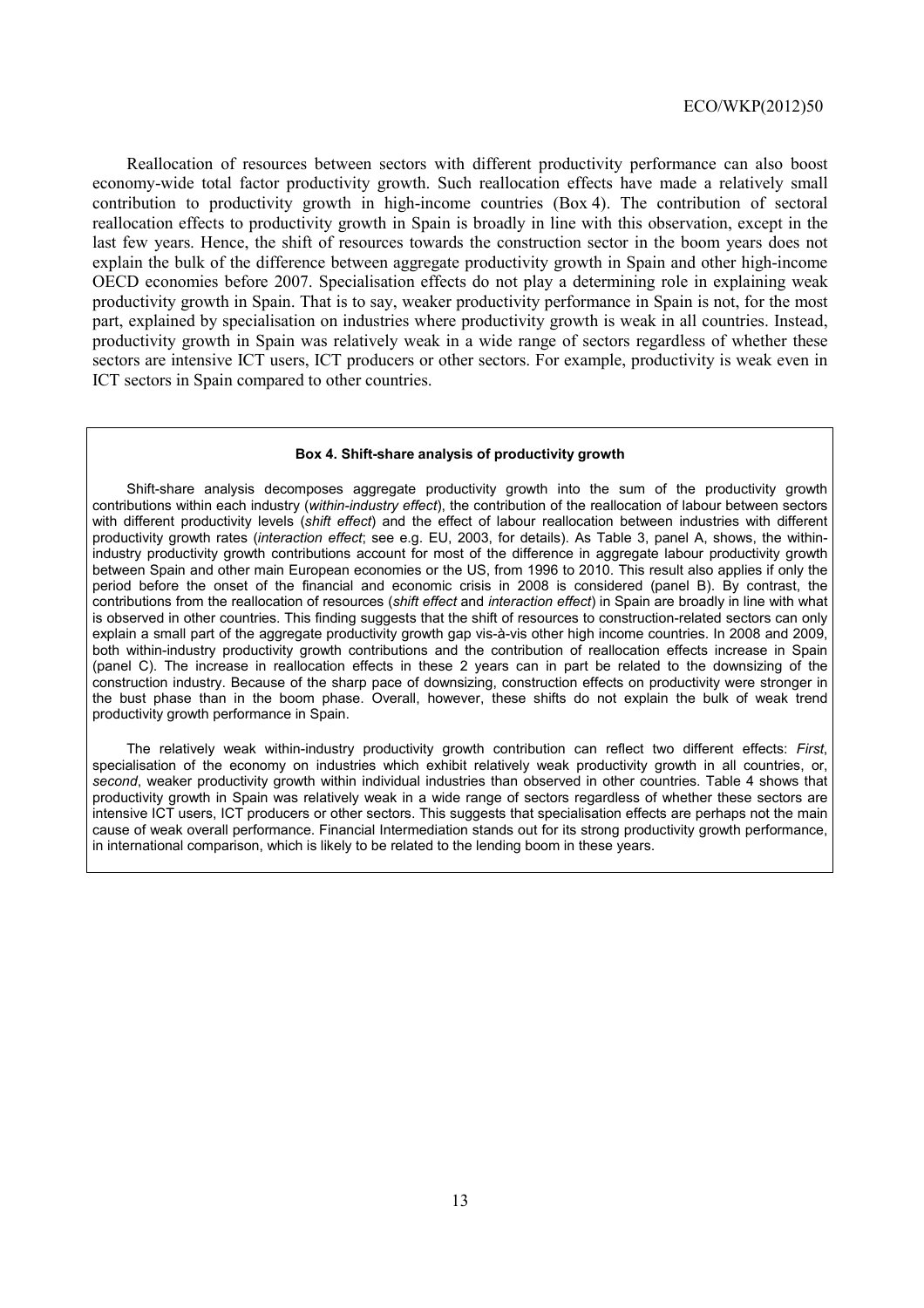Reallocation of resources between sectors with different productivity performance can also boost economy-wide total factor productivity growth. Such reallocation effects have made a relatively small contribution to productivity growth in high-income countries (Box 4). The contribution of sectoral reallocation effects to productivity growth in Spain is broadly in line with this observation, except in the last few years. Hence, the shift of resources towards the construction sector in the boom years does not explain the bulk of the difference between aggregate productivity growth in Spain and other high-income OECD economies before 2007. Specialisation effects do not play a determining role in explaining weak productivity growth in Spain. That is to say, weaker productivity performance in Spain is not, for the most part, explained by specialisation on industries where productivity growth is weak in all countries. Instead, productivity growth in Spain was relatively weak in a wide range of sectors regardless of whether these sectors are intensive ICT users, ICT producers or other sectors. For example, productivity is weak even in ICT sectors in Spain compared to other countries.

**Box 4. Shift-share analysis of productivity growth**

Shift-share analysis decomposes aggregate productivity growth into the sum of the productivity growth contributions within each industry (*within-industry effect*), the contribution of the reallocation of labour between sectors with different productivity levels (*shift effect*) and the effect of labour reallocation between industries with different productivity growth rates (*interaction effect*; see e.g. EU, 2003, for details). As Table 3, panel A, shows, the within-industry productivity growth contributions account for most of the difference in aggregate labour productivity growth between Spain and other main European economies or the US, from 1996 to 2010. This result also applies if only the period before the onset of the financial and economic crisis in 2008 is considered (panel B). By contrast, the contributions from the reallocation of resources (*shift effect* and *interaction effect*) in Spain are broadly in line with what is observed in other countries. This finding suggests that the shift of resources to construction-related sectors can only explain a small part of the aggregate productivity growth gap vis-à-vis other high income countries. In 2008 and 2009, both within-industry productivity growth contributions and the contribution of reallocation effects increase in Spain (panel C). The increase in reallocation effects in these 2 years can in part be related to the downsizing of the construction industry. Because of the sharp pace of downsizing, construction effects on productivity were stronger in the bust phase than in the boom phase. Overall, however, these shifts do not explain the bulk of weak trend productivity growth performance in Spain.

The relatively weak within-industry productivity growth contribution can reflect two different effects: *First*, specialisation of the economy on industries which exhibit relatively weak productivity growth in all countries, or, *second*, weaker productivity growth within individual industries than observed in other countries. Table 4 shows that productivity growth in Spain was relatively weak in a wide range of sectors regardless of whether these sectors are intensive ICT users, ICT producers or other sectors. This suggests that specialisation effects are perhaps not the main cause of weak overall performance. Financial Intermediation stands out for its strong productivity growth performance, in international comparison, which is likely to be related to the lending boom in these years.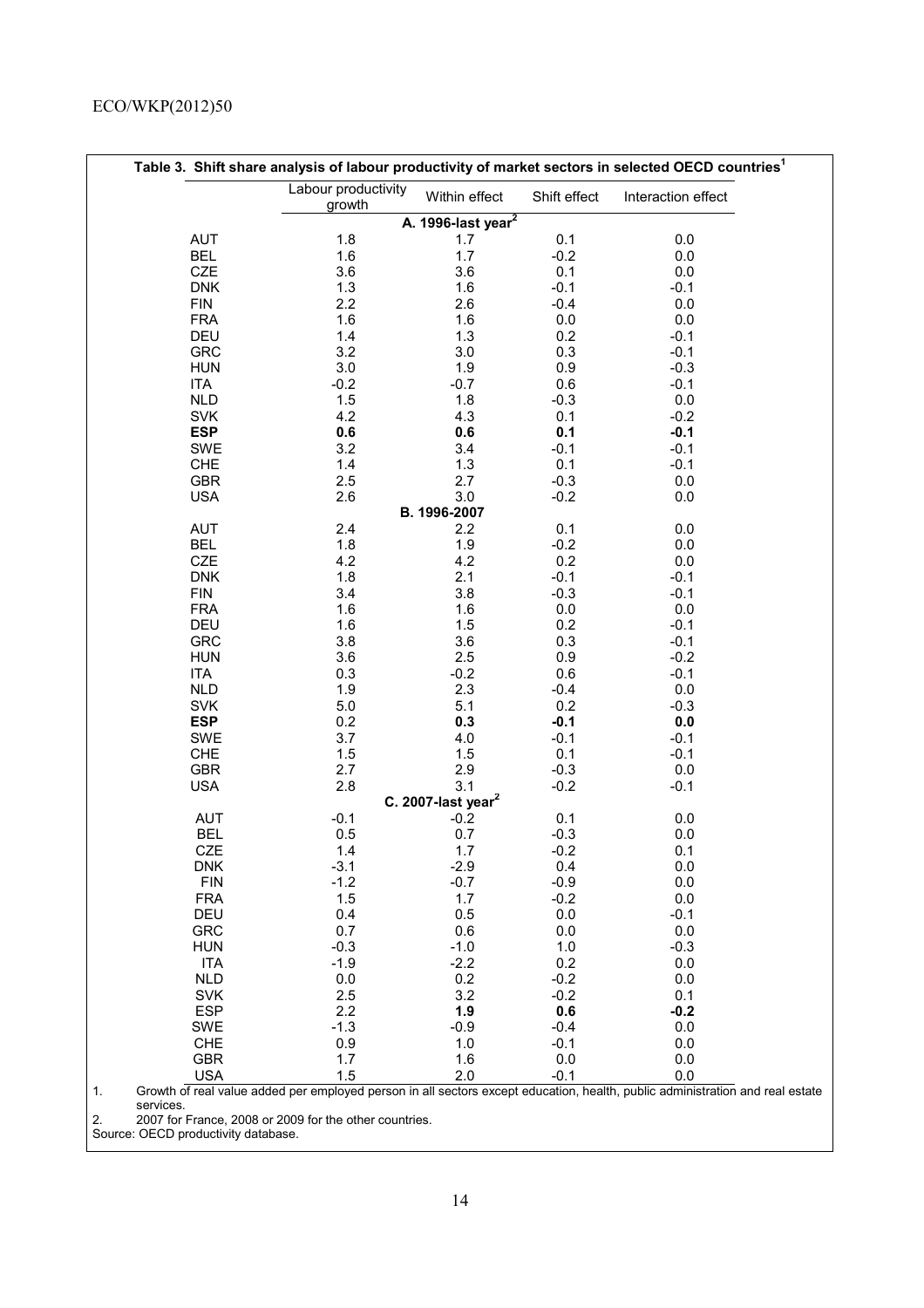**Table 3. Shift share analysis of labour productivity of market sectors in selected OECD countries[1]**

| | Labour productivity growth | Within effect | Shift effect | Interaction effect |
|---|---|---|---|---|
| | | **A. 1996-last year[2]** | | |
| AUT | 1.8 | 1.7 | 0.1 | 0.0 |
| BEL | 1.6 | 1.7 | -0.2 | 0.0 |
| CZE | 3.6 | 3.6 | 0.1 | 0.0 |
| DNK | 1.3 | 1.6 | -0.1 | -0.1 |
| FIN | 2.2 | 2.6 | -0.4 | 0.0 |
| FRA | 1.6 | 1.6 | 0.0 | 0.0 |
| DEU | 1.4 | 1.3 | 0.2 | -0.1 |
| GRC | 3.2 | 3.0 | 0.3 | -0.1 |
| HUN | 3.0 | 1.9 | 0.9 | -0.3 |
| ITA | -0.2 | -0.7 | 0.6 | -0.1 |
| NLD | 1.5 | 1.8 | -0.3 | 0.0 |
| SVK | 4.2 | 4.3 | 0.1 | -0.2 |
| **ESP** | **0.6** | **0.6** | **0.1** | **-0.1** |
| SWE | 3.2 | 3.4 | -0.1 | -0.1 |
| CHE | 1.4 | 1.3 | 0.1 | -0.1 |
| GBR | 2.5 | 2.7 | -0.3 | 0.0 |
| USA | 2.6 | 3.0 | -0.2 | 0.0 |
| | | **B. 1996-2007** | | |
| AUT | 2.4 | 2.2 | 0.1 | 0.0 |
| BEL | 1.8 | 1.9 | -0.2 | 0.0 |
| CZE | 4.2 | 4.2 | 0.2 | 0.0 |
| DNK | 1.8 | 2.1 | -0.1 | -0.1 |
| FIN | 3.4 | 3.8 | -0.3 | -0.1 |
| FRA | 1.6 | 1.6 | 0.0 | 0.0 |
| DEU | 1.6 | 1.5 | 0.2 | -0.1 |
| GRC | 3.8 | 3.6 | 0.3 | -0.1 |
| HUN | 3.6 | 2.5 | 0.9 | -0.2 |
| ITA | 0.3 | -0.2 | 0.6 | -0.1 |
| NLD | 1.9 | 2.3 | -0.4 | 0.0 |
| SVK | 5.0 | 5.1 | 0.2 | -0.3 |
| **ESP** | 0.2 | **0.3** | **-0.1** | **0.0** |
| SWE | 3.7 | 4.0 | -0.1 | -0.1 |
| CHE | 1.5 | 1.5 | 0.1 | -0.1 |
| GBR | 2.7 | 2.9 | -0.3 | 0.0 |
| USA | 2.8 | 3.1 | -0.2 | -0.1 |
| | | **C. 2007-last year[2]** | | |
| AUT | -0.1 | -0.2 | 0.1 | 0.0 |
| BEL | 0.5 | 0.7 | -0.3 | 0.0 |
| CZE | 1.4 | 1.7 | -0.2 | 0.1 |
| DNK | -3.1 | -2.9 | 0.4 | 0.0 |
| FIN | -1.2 | -0.7 | -0.9 | 0.0 |
| FRA | 1.5 | 1.7 | -0.2 | 0.0 |
| DEU | 0.4 | 0.5 | 0.0 | -0.1 |
| GRC | 0.7 | 0.6 | 0.0 | 0.0 |
| HUN | -0.3 | -1.0 | 1.0 | -0.3 |
| ITA | -1.9 | -2.2 | 0.2 | 0.0 |
| NLD | 0.0 | 0.2 | -0.2 | 0.0 |
| SVK | 2.5 | 3.2 | -0.2 | 0.1 |
| ESP | 2.2 | **1.9** | **0.6** | **-0.2** |
| SWE | -1.3 | -0.9 | -0.4 | 0.0 |
| CHE | 0.9 | 1.0 | -0.1 | 0.0 |
| GBR | 1.7 | 1.6 | 0.0 | 0.0 |
| USA | 1.5 | 2.0 | -0.1 | 0.0 |

1. Growth of real value added per employed person in all sectors except education, health, public administration and real estate services.
2. 2007 for France, 2008 or 2009 for the other countries.

Source: OECD productivity database.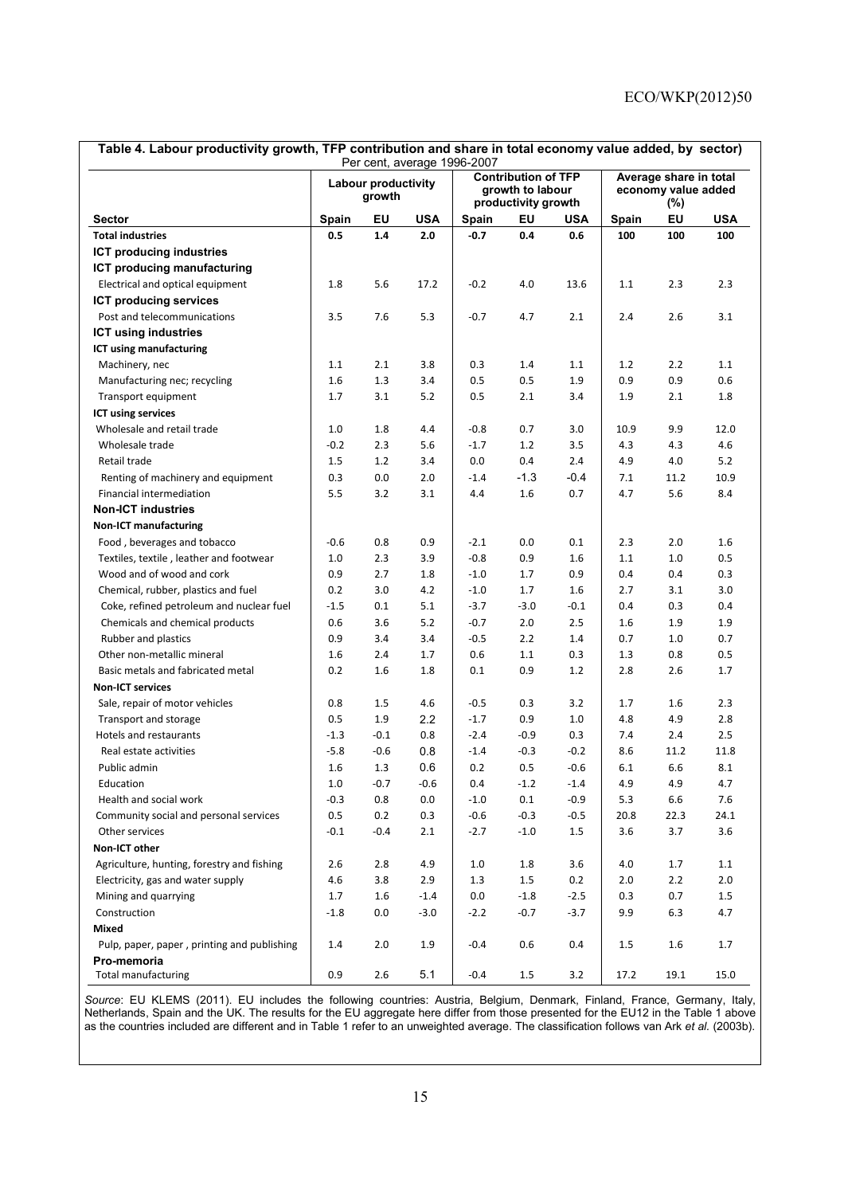**Table 4. Labour productivity growth, TFP contribution and share in total economy value added, by sector)**

Per cent, average 1996-2007

| Sector | Labour productivity growth | | | Contribution of TFP growth to labour productivity growth | | | Average share in total economy value added (%) | | |
|---|---|---|---|---|---|---|---|---|---|
| | Spain | EU | USA | Spain | EU | USA | Spain | EU | USA |
| **Total industries** | **0.5** | **1.4** | **2.0** | **-0.7** | **0.4** | **0.6** | **100** | **100** | **100** |
| **ICT producing industries** | | | | | | | | | |
| **ICT producing manufacturing** | | | | | | | | | |
| Electrical and optical equipment | 1.8 | 5.6 | 17.2 | -0.2 | 4.0 | 13.6 | 1.1 | 2.3 | 2.3 |
| **ICT producing services** | | | | | | | | | |
| Post and telecommunications | 3.5 | 7.6 | 5.3 | -0.7 | 4.7 | 2.1 | 2.4 | 2.6 | 3.1 |
| **ICT using industries** | | | | | | | | | |
| **ICT using manufacturing** | | | | | | | | | |
| Machinery, nec | 1.1 | 2.1 | 3.8 | 0.3 | 1.4 | 1.1 | 1.2 | 2.2 | 1.1 |
| Manufacturing nec; recycling | 1.6 | 1.3 | 3.4 | 0.5 | 0.5 | 1.9 | 0.9 | 0.9 | 0.6 |
| Transport equipment | 1.7 | 3.1 | 5.2 | 0.5 | 2.1 | 3.4 | 1.9 | 2.1 | 1.8 |
| **ICT using services** | | | | | | | | | |
| Wholesale and retail trade | 1.0 | 1.8 | 4.4 | -0.8 | 0.7 | 3.0 | 10.9 | 9.9 | 12.0 |
| Wholesale trade | -0.2 | 2.3 | 5.6 | -1.7 | 1.2 | 3.5 | 4.3 | 4.3 | 4.6 |
| Retail trade | 1.5 | 1.2 | 3.4 | 0.0 | 0.4 | 2.4 | 4.9 | 4.0 | 5.2 |
| Renting of machinery and equipment | 0.3 | 0.0 | 2.0 | -1.4 | -1.3 | -0.4 | 7.1 | 11.2 | 10.9 |
| Financial intermediation | 5.5 | 3.2 | 3.1 | 4.4 | 1.6 | 0.7 | 4.7 | 5.6 | 8.4 |
| **Non-ICT industries** | | | | | | | | | |
| **Non-ICT manufacturing** | | | | | | | | | |
| Food , beverages and tobacco | -0.6 | 0.8 | 0.9 | -2.1 | 0.0 | 0.1 | 2.3 | 2.0 | 1.6 |
| Textiles, textile , leather and footwear | 1.0 | 2.3 | 3.9 | -0.8 | 0.9 | 1.6 | 1.1 | 1.0 | 0.5 |
| Wood and of wood and cork | 0.9 | 2.7 | 1.8 | -1.0 | 1.7 | 0.9 | 0.4 | 0.4 | 0.3 |
| Chemical, rubber, plastics and fuel | 0.2 | 3.0 | 4.2 | -1.0 | 1.7 | 1.6 | 2.7 | 3.1 | 3.0 |
| Coke, refined petroleum and nuclear fuel | -1.5 | 0.1 | 5.1 | -3.7 | -3.0 | -0.1 | 0.4 | 0.3 | 0.4 |
| Chemicals and chemical products | 0.6 | 3.6 | 5.2 | -0.7 | 2.0 | 2.5 | 1.6 | 1.9 | 1.9 |
| Rubber and plastics | 0.9 | 3.4 | 3.4 | -0.5 | 2.2 | 1.4 | 0.7 | 1.0 | 0.7 |
| Other non-metallic mineral | 1.6 | 2.4 | 1.7 | 0.6 | 1.1 | 0.3 | 1.3 | 0.8 | 0.5 |
| Basic metals and fabricated metal | 0.2 | 1.6 | 1.8 | 0.1 | 0.9 | 1.2 | 2.8 | 2.6 | 1.7 |
| **Non-ICT services** | | | | | | | | | |
| Sale, repair of motor vehicles | 0.8 | 1.5 | 4.6 | -0.5 | 0.3 | 3.2 | 1.7 | 1.6 | 2.3 |
| Transport and storage | 0.5 | 1.9 | 2.2 | -1.7 | 0.9 | 1.0 | 4.8 | 4.9 | 2.8 |
| Hotels and restaurants | -1.3 | -0.1 | 0.8 | -2.4 | -0.9 | 0.3 | 7.4 | 2.4 | 2.5 |
| Real estate activities | -5.8 | -0.6 | 0.8 | -1.4 | -0.3 | -0.2 | 8.6 | 11.2 | 11.8 |
| Public admin | 1.6 | 1.3 | 0.6 | 0.2 | 0.5 | -0.6 | 6.1 | 6.6 | 8.1 |
| Education | 1.0 | -0.7 | -0.6 | 0.4 | -1.2 | -1.4 | 4.9 | 4.9 | 4.7 |
| Health and social work | -0.3 | 0.8 | 0.0 | -1.0 | 0.1 | -0.9 | 5.3 | 6.6 | 7.6 |
| Community social and personal services | 0.5 | 0.2 | 0.3 | -0.6 | -0.3 | -0.5 | 20.8 | 22.3 | 24.1 |
| Other services | -0.1 | -0.4 | 2.1 | -2.7 | -1.0 | 1.5 | 3.6 | 3.7 | 3.6 |
| **Non-ICT other** | | | | | | | | | |
| Agriculture, hunting, forestry and fishing | 2.6 | 2.8 | 4.9 | 1.0 | 1.8 | 3.6 | 4.0 | 1.7 | 1.1 |
| Electricity, gas and water supply | 4.6 | 3.8 | 2.9 | 1.3 | 1.5 | 0.2 | 2.0 | 2.2 | 2.0 |
| Mining and quarrying | 1.7 | 1.6 | -1.4 | 0.0 | -1.8 | -2.5 | 0.3 | 0.7 | 1.5 |
| Construction | -1.8 | 0.0 | -3.0 | -2.2 | -0.7 | -3.7 | 9.9 | 6.3 | 4.7 |
| **Mixed** | | | | | | | | | |
| Pulp, paper, paper , printing and publishing | 1.4 | 2.0 | 1.9 | -0.4 | 0.6 | 0.4 | 1.5 | 1.6 | 1.7 |
| **Pro-memoria** | | | | | | | | | |
| Total manufacturing | 0.9 | 2.6 | 5.1 | -0.4 | 1.5 | 3.2 | 17.2 | 19.1 | 15.0 |

*Source*: EU KLEMS (2011). EU includes the following countries: Austria, Belgium, Denmark, Finland, France, Germany, Italy, Netherlands, Spain and the UK. The results for the EU aggregate here differ from those presented for the EU12 in the Table 1 above as the countries included are different and in Table 1 refer to an unweighted average. The classification follows van Ark *et al.* (2003b).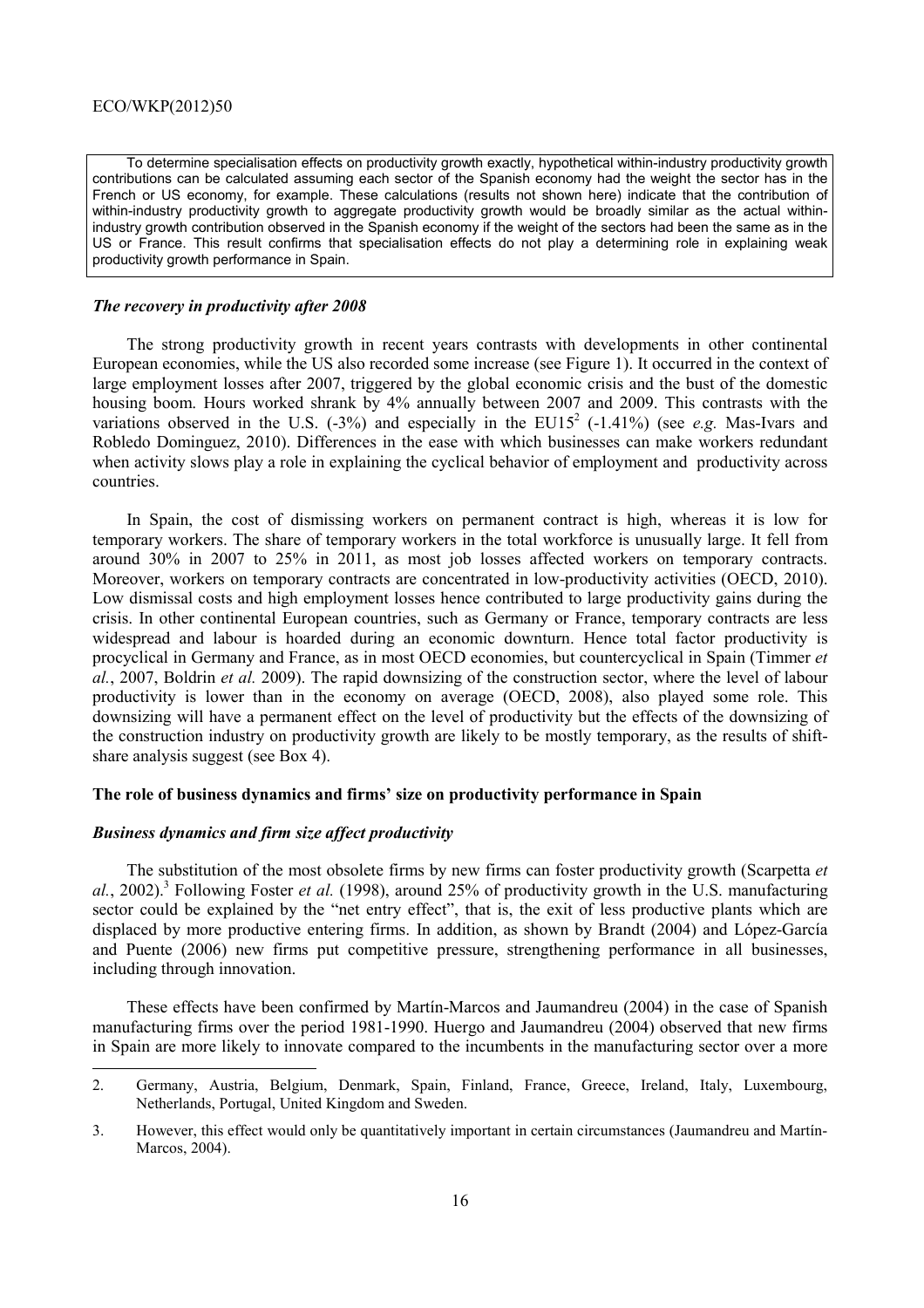To determine specialisation effects on productivity growth exactly, hypothetical within-industry productivity growth contributions can be calculated assuming each sector of the Spanish economy had the weight the sector has in the French or US economy, for example. These calculations (results not shown here) indicate that the contribution of within-industry productivity growth to aggregate productivity growth would be broadly similar as the actual within-industry growth contribution observed in the Spanish economy if the weight of the sectors had been the same as in the US or France. This result confirms that specialisation effects do not play a determining role in explaining weak productivity growth performance in Spain.

### *The recovery in productivity after 2008*

The strong productivity growth in recent years contrasts with developments in other continental European economies, while the US also recorded some increase (see Figure 1). It occurred in the context of large employment losses after 2007, triggered by the global economic crisis and the bust of the domestic housing boom. Hours worked shrank by 4% annually between 2007 and 2009. This contrasts with the variations observed in the U.S. (-3%) and especially in the EU15[2] (-1.41%) (see *e.g.* Mas-Ivars and Robledo Dominguez, 2010). Differences in the ease with which businesses can make workers redundant when activity slows play a role in explaining the cyclical behavior of employment and productivity across countries.

In Spain, the cost of dismissing workers on permanent contract is high, whereas it is low for temporary workers. The share of temporary workers in the total workforce is unusually large. It fell from around 30% in 2007 to 25% in 2011, as most job losses affected workers on temporary contracts. Moreover, workers on temporary contracts are concentrated in low-productivity activities (OECD, 2010). Low dismissal costs and high employment losses hence contributed to large productivity gains during the crisis. In other continental European countries, such as Germany or France, temporary contracts are less widespread and labour is hoarded during an economic downturn. Hence total factor productivity is procyclical in Germany and France, as in most OECD economies, but countercyclical in Spain (Timmer *et al.*, 2007, Boldrin *et al.* 2009). The rapid downsizing of the construction sector, where the level of labour productivity is lower than in the economy on average (OECD, 2008), also played some role. This downsizing will have a permanent effect on the level of productivity but the effects of the downsizing of the construction industry on productivity growth are likely to be mostly temporary, as the results of shift-share analysis suggest (see Box 4).

## The role of business dynamics and firms' size on productivity performance in Spain

### *Business dynamics and firm size affect productivity*

The substitution of the most obsolete firms by new firms can foster productivity growth (Scarpetta *et al.*, 2002).[3] Following Foster *et al.* (1998), around 25% of productivity growth in the U.S. manufacturing sector could be explained by the "net entry effect", that is, the exit of less productive plants which are displaced by more productive entering firms. In addition, as shown by Brandt (2004) and López-García and Puente (2006) new firms put competitive pressure, strengthening performance in all businesses, including through innovation.

These effects have been confirmed by Martín-Marcos and Jaumandreu (2004) in the case of Spanish manufacturing firms over the period 1981-1990. Huergo and Jaumandreu (2004) observed that new firms in Spain are more likely to innovate compared to the incumbents in the manufacturing sector over a more

2. Germany, Austria, Belgium, Denmark, Spain, Finland, France, Greece, Ireland, Italy, Luxembourg, Netherlands, Portugal, United Kingdom and Sweden.

3. However, this effect would only be quantitatively important in certain circumstances (Jaumandreu and Martín-Marcos, 2004).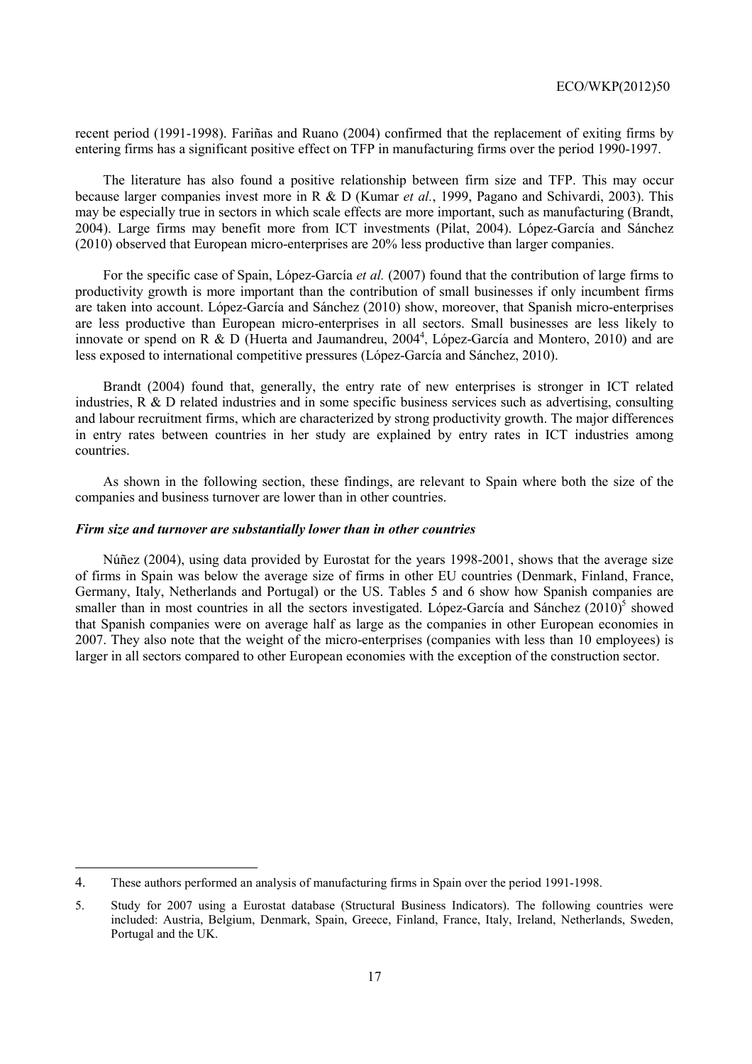recent period (1991-1998). Fariñas and Ruano (2004) confirmed that the replacement of exiting firms by entering firms has a significant positive effect on TFP in manufacturing firms over the period 1990-1997.

The literature has also found a positive relationship between firm size and TFP. This may occur because larger companies invest more in R & D (Kumar *et al.*, 1999, Pagano and Schivardi, 2003). This may be especially true in sectors in which scale effects are more important, such as manufacturing (Brandt, 2004). Large firms may benefit more from ICT investments (Pilat, 2004). López-García and Sánchez (2010) observed that European micro-enterprises are 20% less productive than larger companies.

For the specific case of Spain, López-García *et al.* (2007) found that the contribution of large firms to productivity growth is more important than the contribution of small businesses if only incumbent firms are taken into account. López-García and Sánchez (2010) show, moreover, that Spanish micro-enterprises are less productive than European micro-enterprises in all sectors. Small businesses are less likely to innovate or spend on R & D (Huerta and Jaumandreu, 2004[4], López-García and Montero, 2010) and are less exposed to international competitive pressures (López-García and Sánchez, 2010).

Brandt (2004) found that, generally, the entry rate of new enterprises is stronger in ICT related industries, R & D related industries and in some specific business services such as advertising, consulting and labour recruitment firms, which are characterized by strong productivity growth. The major differences in entry rates between countries in her study are explained by entry rates in ICT industries among countries.

As shown in the following section, these findings, are relevant to Spain where both the size of the companies and business turnover are lower than in other countries.

### *Firm size and turnover are substantially lower than in other countries*

Núñez (2004), using data provided by Eurostat for the years 1998-2001, shows that the average size of firms in Spain was below the average size of firms in other EU countries (Denmark, Finland, France, Germany, Italy, Netherlands and Portugal) or the US. Tables 5 and 6 show how Spanish companies are smaller than in most countries in all the sectors investigated. López-García and Sánchez (2010)[5] showed that Spanish companies were on average half as large as the companies in other European economies in 2007. They also note that the weight of the micro-enterprises (companies with less than 10 employees) is larger in all sectors compared to other European economies with the exception of the construction sector.

---

4. These authors performed an analysis of manufacturing firms in Spain over the period 1991-1998.

5. Study for 2007 using a Eurostat database (Structural Business Indicators). The following countries were included: Austria, Belgium, Denmark, Spain, Greece, Finland, France, Italy, Ireland, Netherlands, Sweden, Portugal and the UK.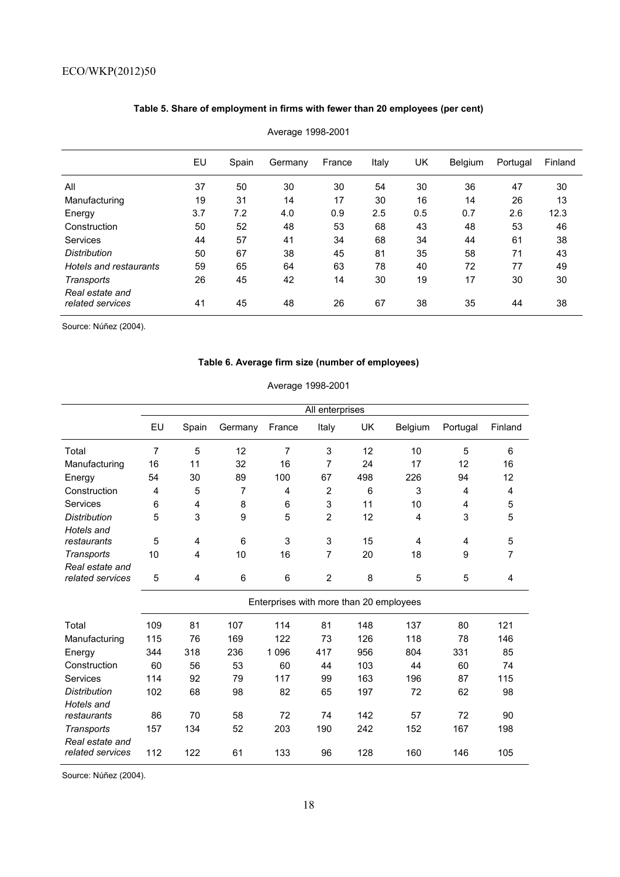### Table 5. Share of employment in firms with fewer than 20 employees (per cent)

Average 1998-2001

| | EU | Spain | Germany | France | Italy | UK | Belgium | Portugal | Finland |
|---|---|---|---|---|---|---|---|---|---|
| All | 37 | 50 | 30 | 30 | 54 | 30 | 36 | 47 | 30 |
| Manufacturing | 19 | 31 | 14 | 17 | 30 | 16 | 14 | 26 | 13 |
| Energy | 3.7 | 7.2 | 4.0 | 0.9 | 2.5 | 0.5 | 0.7 | 2.6 | 12.3 |
| Construction | 50 | 52 | 48 | 53 | 68 | 43 | 48 | 53 | 46 |
| Services | 44 | 57 | 41 | 34 | 68 | 34 | 44 | 61 | 38 |
| *Distribution* | 50 | 67 | 38 | 45 | 81 | 35 | 58 | 71 | 43 |
| *Hotels and restaurants* | 59 | 65 | 64 | 63 | 78 | 40 | 72 | 77 | 49 |
| *Transports* | 26 | 45 | 42 | 14 | 30 | 19 | 17 | 30 | 30 |
| *Real estate and related services* | 41 | 45 | 48 | 26 | 67 | 38 | 35 | 44 | 38 |

Source: Núñez (2004).

### Table 6. Average firm size (number of employees)

Average 1998-2001

| | All enterprises | | | | | | | | |
|---|---|---|---|---|---|---|---|---|---|
| | EU | Spain | Germany | France | Italy | UK | Belgium | Portugal | Finland |
| Total | 7 | 5 | 12 | 7 | 3 | 12 | 10 | 5 | 6 |
| Manufacturing | 16 | 11 | 32 | 16 | 7 | 24 | 17 | 12 | 16 |
| Energy | 54 | 30 | 89 | 100 | 67 | 498 | 226 | 94 | 12 |
| Construction | 4 | 5 | 7 | 4 | 2 | 6 | 3 | 4 | 4 |
| Services | 6 | 4 | 8 | 6 | 3 | 11 | 10 | 4 | 5 |
| *Distribution* | 5 | 3 | 9 | 5 | 2 | 12 | 4 | 3 | 5 |
| *Hotels and restaurants* | 5 | 4 | 6 | 3 | 3 | 15 | 4 | 4 | 5 |
| *Transports* | 10 | 4 | 10 | 16 | 7 | 20 | 18 | 9 | 7 |
| *Real estate and related services* | 5 | 4 | 6 | 6 | 2 | 8 | 5 | 5 | 4 |
| | Enterprises with more than 20 employees | | | | | | | | |
| Total | 109 | 81 | 107 | 114 | 81 | 148 | 137 | 80 | 121 |
| Manufacturing | 115 | 76 | 169 | 122 | 73 | 126 | 118 | 78 | 146 |
| Energy | 344 | 318 | 236 | 1 096 | 417 | 956 | 804 | 331 | 85 |
| Construction | 60 | 56 | 53 | 60 | 44 | 103 | 44 | 60 | 74 |
| Services | 114 | 92 | 79 | 117 | 99 | 163 | 196 | 87 | 115 |
| *Distribution* | 102 | 68 | 98 | 82 | 65 | 197 | 72 | 62 | 98 |
| *Hotels and restaurants* | 86 | 70 | 58 | 72 | 74 | 142 | 57 | 72 | 90 |
| *Transports* | 157 | 134 | 52 | 203 | 190 | 242 | 152 | 167 | 198 |
| *Real estate and related services* | 112 | 122 | 61 | 133 | 96 | 128 | 160 | 146 | 105 |

Source: Núñez (2004).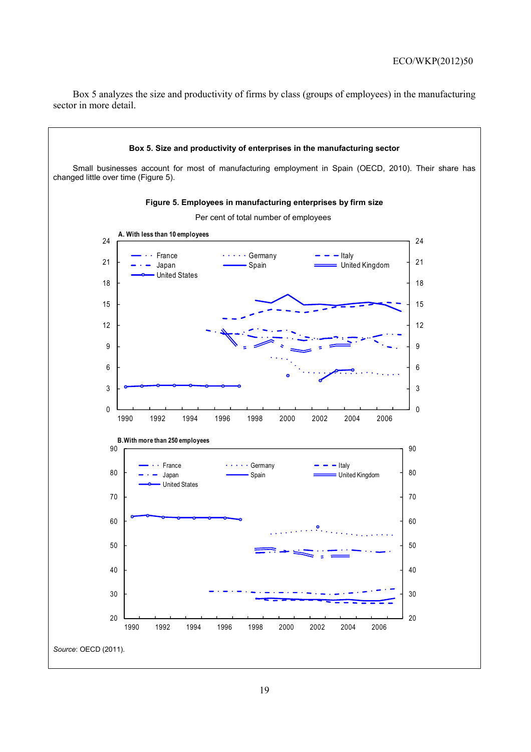Box 5 analyzes the size and productivity of firms by class (groups of employees) in the manufacturing sector in more detail.

### Box 5. Size and productivity of enterprises in the manufacturing sector

Small businesses account for most of manufacturing employment in Spain (OECD, 2010). Their share has changed little over time (Figure 5).

**Figure 5. Employees in manufacturing enterprises by firm size**

Per cent of total number of employees

A. With less than 10 employees

B. With more than 250 employees

*Source*: OECD (2011).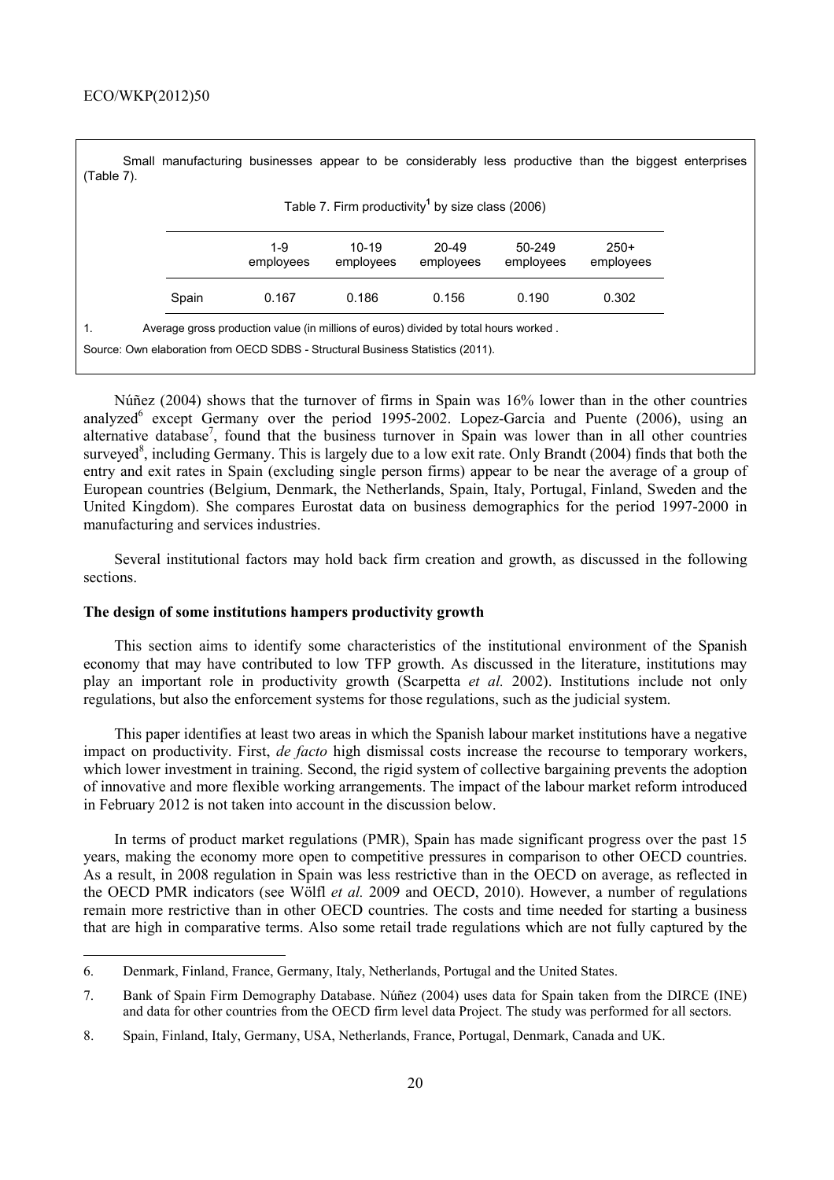Small manufacturing businesses appear to be considerably less productive than the biggest enterprises (Table 7).

Table 7. Firm productivity[1] by size class (2006)

| | 1-9 employees | 10-19 employees | 20-49 employees | 50-249 employees | 250+ employees |
|---|---|---|---|---|---|
| Spain | 0.167 | 0.186 | 0.156 | 0.190 | 0.302 |

1. Average gross production value (in millions of euros) divided by total hours worked .

Source: Own elaboration from OECD SDBS - Structural Business Statistics (2011).

Núñez (2004) shows that the turnover of firms in Spain was 16% lower than in the other countries analyzed[6] except Germany over the period 1995-2002. Lopez-Garcia and Puente (2006), using an alternative database[7], found that the business turnover in Spain was lower than in all other countries surveyed[8], including Germany. This is largely due to a low exit rate. Only Brandt (2004) finds that both the entry and exit rates in Spain (excluding single person firms) appear to be near the average of a group of European countries (Belgium, Denmark, the Netherlands, Spain, Italy, Portugal, Finland, Sweden and the United Kingdom). She compares Eurostat data on business demographics for the period 1997-2000 in manufacturing and services industries.

Several institutional factors may hold back firm creation and growth, as discussed in the following sections.

**The design of some institutions hampers productivity growth**

This section aims to identify some characteristics of the institutional environment of the Spanish economy that may have contributed to low TFP growth. As discussed in the literature, institutions may play an important role in productivity growth (Scarpetta *et al.* 2002). Institutions include not only regulations, but also the enforcement systems for those regulations, such as the judicial system.

This paper identifies at least two areas in which the Spanish labour market institutions have a negative impact on productivity. First, *de facto* high dismissal costs increase the recourse to temporary workers, which lower investment in training. Second, the rigid system of collective bargaining prevents the adoption of innovative and more flexible working arrangements. The impact of the labour market reform introduced in February 2012 is not taken into account in the discussion below.

In terms of product market regulations (PMR), Spain has made significant progress over the past 15 years, making the economy more open to competitive pressures in comparison to other OECD countries. As a result, in 2008 regulation in Spain was less restrictive than in the OECD on average, as reflected in the OECD PMR indicators (see Wölfl *et al.* 2009 and OECD, 2010). However, a number of regulations remain more restrictive than in other OECD countries. The costs and time needed for starting a business that are high in comparative terms. Also some retail trade regulations which are not fully captured by the

6. Denmark, Finland, France, Germany, Italy, Netherlands, Portugal and the United States.

7. Bank of Spain Firm Demography Database. Núñez (2004) uses data for Spain taken from the DIRCE (INE) and data for other countries from the OECD firm level data Project. The study was performed for all sectors.

8. Spain, Finland, Italy, Germany, USA, Netherlands, France, Portugal, Denmark, Canada and UK.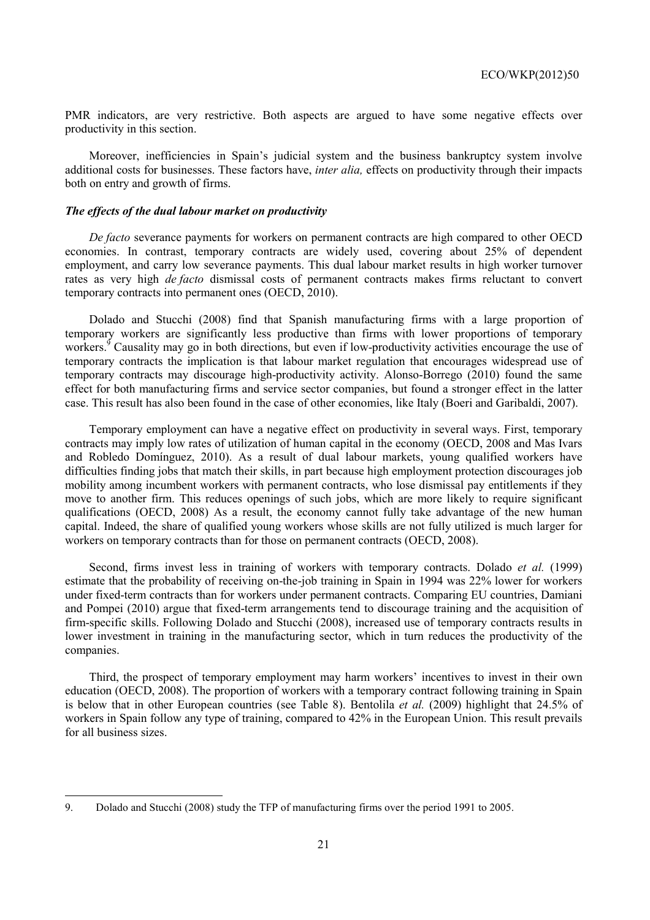PMR indicators, are very restrictive. Both aspects are argued to have some negative effects over productivity in this section.

Moreover, inefficiencies in Spain's judicial system and the business bankruptcy system involve additional costs for businesses. These factors have, *inter alia,* effects on productivity through their impacts both on entry and growth of firms.

### *The effects of the dual labour market on productivity*

*De facto* severance payments for workers on permanent contracts are high compared to other OECD economies. In contrast, temporary contracts are widely used, covering about 25% of dependent employment, and carry low severance payments. This dual labour market results in high worker turnover rates as very high *de facto* dismissal costs of permanent contracts makes firms reluctant to convert temporary contracts into permanent ones (OECD, 2010).

Dolado and Stucchi (2008) find that Spanish manufacturing firms with a large proportion of temporary workers are significantly less productive than firms with lower proportions of temporary workers.[9] Causality may go in both directions, but even if low-productivity activities encourage the use of temporary contracts the implication is that labour market regulation that encourages widespread use of temporary contracts may discourage high-productivity activity. Alonso-Borrego (2010) found the same effect for both manufacturing firms and service sector companies, but found a stronger effect in the latter case. This result has also been found in the case of other economies, like Italy (Boeri and Garibaldi, 2007).

Temporary employment can have a negative effect on productivity in several ways. First, temporary contracts may imply low rates of utilization of human capital in the economy (OECD, 2008 and Mas Ivars and Robledo Domínguez, 2010). As a result of dual labour markets, young qualified workers have difficulties finding jobs that match their skills, in part because high employment protection discourages job mobility among incumbent workers with permanent contracts, who lose dismissal pay entitlements if they move to another firm. This reduces openings of such jobs, which are more likely to require significant qualifications (OECD, 2008) As a result, the economy cannot fully take advantage of the new human capital. Indeed, the share of qualified young workers whose skills are not fully utilized is much larger for workers on temporary contracts than for those on permanent contracts (OECD, 2008).

Second, firms invest less in training of workers with temporary contracts. Dolado *et al.* (1999) estimate that the probability of receiving on-the-job training in Spain in 1994 was 22% lower for workers under fixed-term contracts than for workers under permanent contracts. Comparing EU countries, Damiani and Pompei (2010) argue that fixed-term arrangements tend to discourage training and the acquisition of firm-specific skills. Following Dolado and Stucchi (2008), increased use of temporary contracts results in lower investment in training in the manufacturing sector, which in turn reduces the productivity of the companies.

Third, the prospect of temporary employment may harm workers' incentives to invest in their own education (OECD, 2008). The proportion of workers with a temporary contract following training in Spain is below that in other European countries (see Table 8). Bentolila *et al.* (2009) highlight that 24.5% of workers in Spain follow any type of training, compared to 42% in the European Union. This result prevails for all business sizes.

---

9. Dolado and Stucchi (2008) study the TFP of manufacturing firms over the period 1991 to 2005.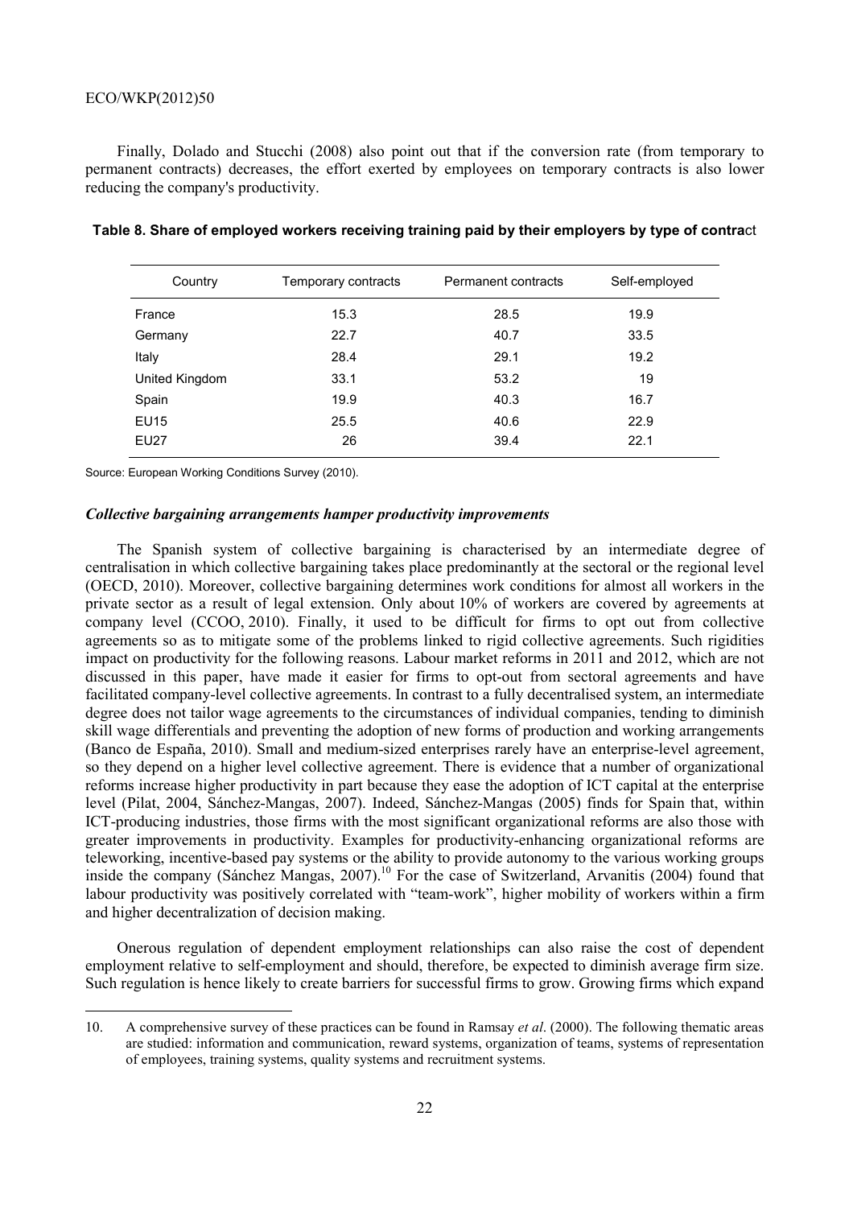Finally, Dolado and Stucchi (2008) also point out that if the conversion rate (from temporary to permanent contracts) decreases, the effort exerted by employees on temporary contracts is also lower reducing the company's productivity.

**Table 8. Share of employed workers receiving training paid by their employers by type of contract**

| Country | Temporary contracts | Permanent contracts | Self-employed |
|---|---|---|---|
| France | 15.3 | 28.5 | 19.9 |
| Germany | 22.7 | 40.7 | 33.5 |
| Italy | 28.4 | 29.1 | 19.2 |
| United Kingdom | 33.1 | 53.2 | 19 |
| Spain | 19.9 | 40.3 | 16.7 |
| EU15 | 25.5 | 40.6 | 22.9 |
| EU27 | 26 | 39.4 | 22.1 |

Source: European Working Conditions Survey (2010).

### *Collective bargaining arrangements hamper productivity improvements*

The Spanish system of collective bargaining is characterised by an intermediate degree of centralisation in which collective bargaining takes place predominantly at the sectoral or the regional level (OECD, 2010). Moreover, collective bargaining determines work conditions for almost all workers in the private sector as a result of legal extension. Only about 10% of workers are covered by agreements at company level (CCOO, 2010). Finally, it used to be difficult for firms to opt out from collective agreements so as to mitigate some of the problems linked to rigid collective agreements. Such rigidities impact on productivity for the following reasons. Labour market reforms in 2011 and 2012, which are not discussed in this paper, have made it easier for firms to opt-out from sectoral agreements and have facilitated company-level collective agreements. In contrast to a fully decentralised system, an intermediate degree does not tailor wage agreements to the circumstances of individual companies, tending to diminish skill wage differentials and preventing the adoption of new forms of production and working arrangements (Banco de España, 2010). Small and medium-sized enterprises rarely have an enterprise-level agreement, so they depend on a higher level collective agreement. There is evidence that a number of organizational reforms increase higher productivity in part because they ease the adoption of ICT capital at the enterprise level (Pilat, 2004, Sánchez-Mangas, 2007). Indeed, Sánchez-Mangas (2005) finds for Spain that, within ICT-producing industries, those firms with the most significant organizational reforms are also those with greater improvements in productivity. Examples for productivity-enhancing organizational reforms are teleworking, incentive-based pay systems or the ability to provide autonomy to the various working groups inside the company (Sánchez Mangas, 2007).[10] For the case of Switzerland, Arvanitis (2004) found that labour productivity was positively correlated with "team-work", higher mobility of workers within a firm and higher decentralization of decision making.

Onerous regulation of dependent employment relationships can also raise the cost of dependent employment relative to self-employment and should, therefore, be expected to diminish average firm size. Such regulation is hence likely to create barriers for successful firms to grow. Growing firms which expand

10. A comprehensive survey of these practices can be found in Ramsay *et al*. (2000). The following thematic areas are studied: information and communication, reward systems, organization of teams, systems of representation of employees, training systems, quality systems and recruitment systems.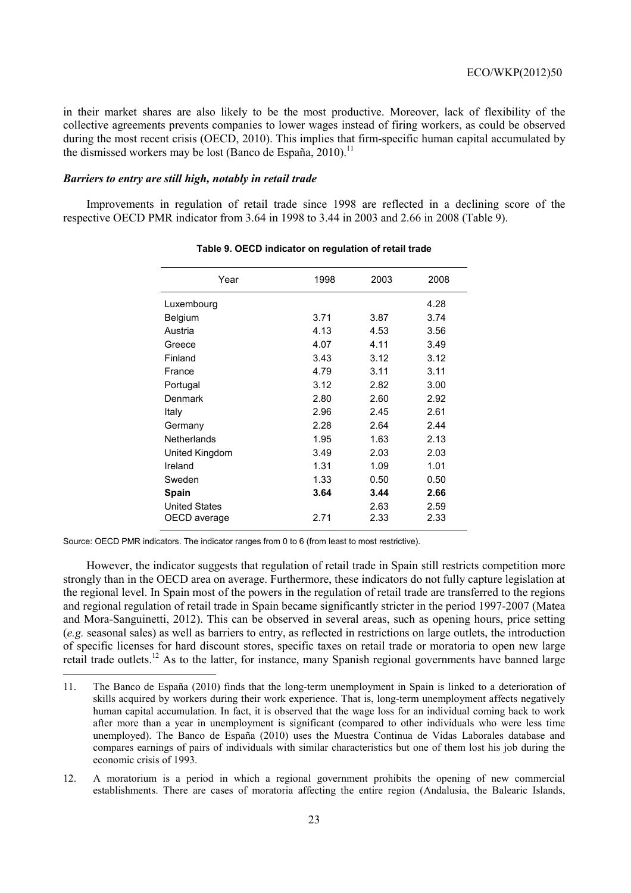in their market shares are also likely to be the most productive. Moreover, lack of flexibility of the collective agreements prevents companies to lower wages instead of firing workers, as could be observed during the most recent crisis (OECD, 2010). This implies that firm-specific human capital accumulated by the dismissed workers may be lost (Banco de España, 2010).[11]

### *Barriers to entry are still high, notably in retail trade*

Improvements in regulation of retail trade since 1998 are reflected in a declining score of the respective OECD PMR indicator from 3.64 in 1998 to 3.44 in 2003 and 2.66 in 2008 (Table 9).

**Table 9. OECD indicator on regulation of retail trade**

| Year | 1998 | 2003 | 2008 |
|---|---|---|---|
| Luxembourg | | | 4.28 |
| Belgium | 3.71 | 3.87 | 3.74 |
| Austria | 4.13 | 4.53 | 3.56 |
| Greece | 4.07 | 4.11 | 3.49 |
| Finland | 3.43 | 3.12 | 3.12 |
| France | 4.79 | 3.11 | 3.11 |
| Portugal | 3.12 | 2.82 | 3.00 |
| Denmark | 2.80 | 2.60 | 2.92 |
| Italy | 2.96 | 2.45 | 2.61 |
| Germany | 2.28 | 2.64 | 2.44 |
| Netherlands | 1.95 | 1.63 | 2.13 |
| United Kingdom | 3.49 | 2.03 | 2.03 |
| Ireland | 1.31 | 1.09 | 1.01 |
| Sweden | 1.33 | 0.50 | 0.50 |
| **Spain** | **3.64** | **3.44** | **2.66** |
| United States | | 2.63 | 2.59 |
| OECD average | 2.71 | 2.33 | 2.33 |

Source: OECD PMR indicators. The indicator ranges from 0 to 6 (from least to most restrictive).

However, the indicator suggests that regulation of retail trade in Spain still restricts competition more strongly than in the OECD area on average. Furthermore, these indicators do not fully capture legislation at the regional level. In Spain most of the powers in the regulation of retail trade are transferred to the regions and regional regulation of retail trade in Spain became significantly stricter in the period 1997-2007 (Matea and Mora-Sanguinetti, 2012). This can be observed in several areas, such as opening hours, price setting (*e.g.* seasonal sales) as well as barriers to entry, as reflected in restrictions on large outlets, the introduction of specific licenses for hard discount stores, specific taxes on retail trade or moratoria to open new large retail trade outlets.[12] As to the latter, for instance, many Spanish regional governments have banned large

11. The Banco de España (2010) finds that the long-term unemployment in Spain is linked to a deterioration of skills acquired by workers during their work experience. That is, long-term unemployment affects negatively human capital accumulation. In fact, it is observed that the wage loss for an individual coming back to work after more than a year in unemployment is significant (compared to other individuals who were less time unemployed). The Banco de España (2010) uses the Muestra Continua de Vidas Laborales database and compares earnings of pairs of individuals with similar characteristics but one of them lost his job during the economic crisis of 1993.

12. A moratorium is a period in which a regional government prohibits the opening of new commercial establishments. There are cases of moratoria affecting the entire region (Andalusia, the Balearic Islands,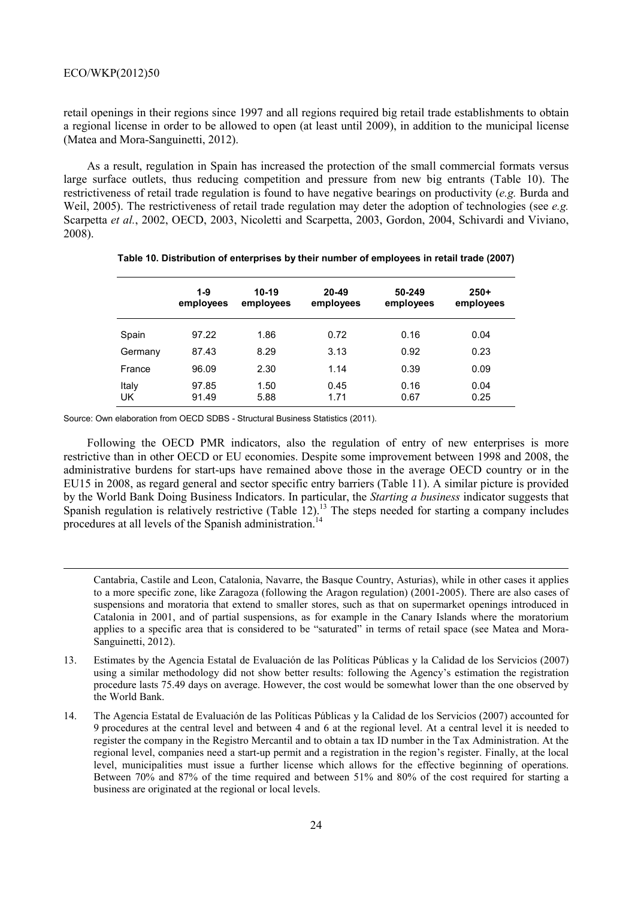retail openings in their regions since 1997 and all regions required big retail trade establishments to obtain a regional license in order to be allowed to open (at least until 2009), in addition to the municipal license (Matea and Mora-Sanguinetti, 2012).

As a result, regulation in Spain has increased the protection of the small commercial formats versus large surface outlets, thus reducing competition and pressure from new big entrants (Table 10). The restrictiveness of retail trade regulation is found to have negative bearings on productivity (*e.g.* Burda and Weil, 2005). The restrictiveness of retail trade regulation may deter the adoption of technologies (see *e.g.* Scarpetta *et al.*, 2002, OECD, 2003, Nicoletti and Scarpetta, 2003, Gordon, 2004, Schivardi and Viviano, 2008).

**Table 10. Distribution of enterprises by their number of employees in retail trade (2007)**

| | 1-9 employees | 10-19 employees | 20-49 employees | 50-249 employees | 250+ employees |
|---|---|---|---|---|---|
| Spain | 97.22 | 1.86 | 0.72 | 0.16 | 0.04 |
| Germany | 87.43 | 8.29 | 3.13 | 0.92 | 0.23 |
| France | 96.09 | 2.30 | 1.14 | 0.39 | 0.09 |
| Italy | 97.85 | 1.50 | 0.45 | 0.16 | 0.04 |
| UK | 91.49 | 5.88 | 1.71 | 0.67 | 0.25 |

Source: Own elaboration from OECD SDBS - Structural Business Statistics (2011).

Following the OECD PMR indicators, also the regulation of entry of new enterprises is more restrictive than in other OECD or EU economies. Despite some improvement between 1998 and 2008, the administrative burdens for start-ups have remained above those in the average OECD country or in the EU15 in 2008, as regard general and sector specific entry barriers (Table 11). A similar picture is provided by the World Bank Doing Business Indicators. In particular, the *Starting a business* indicator suggests that Spanish regulation is relatively restrictive (Table 12).[13] The steps needed for starting a company includes procedures at all levels of the Spanish administration.[14]

Cantabria, Castile and Leon, Catalonia, Navarre, the Basque Country, Asturias), while in other cases it applies to a more specific zone, like Zaragoza (following the Aragon regulation) (2001-2005). There are also cases of suspensions and moratoria that extend to smaller stores, such as that on supermarket openings introduced in Catalonia in 2001, and of partial suspensions, as for example in the Canary Islands where the moratorium applies to a specific area that is considered to be "saturated" in terms of retail space (see Matea and Mora-Sanguinetti, 2012).

13. Estimates by the Agencia Estatal de Evaluación de las Políticas Públicas y la Calidad de los Servicios (2007) using a similar methodology did not show better results: following the Agency's estimation the registration procedure lasts 75.49 days on average. However, the cost would be somewhat lower than the one observed by the World Bank.

14. The Agencia Estatal de Evaluación de las Políticas Públicas y la Calidad de los Servicios (2007) accounted for 9 procedures at the central level and between 4 and 6 at the regional level. At a central level it is needed to register the company in the Registro Mercantil and to obtain a tax ID number in the Tax Administration. At the regional level, companies need a start-up permit and a registration in the region's register. Finally, at the local level, municipalities must issue a further license which allows for the effective beginning of operations. Between 70% and 87% of the time required and between 51% and 80% of the cost required for starting a business are originated at the regional or local levels.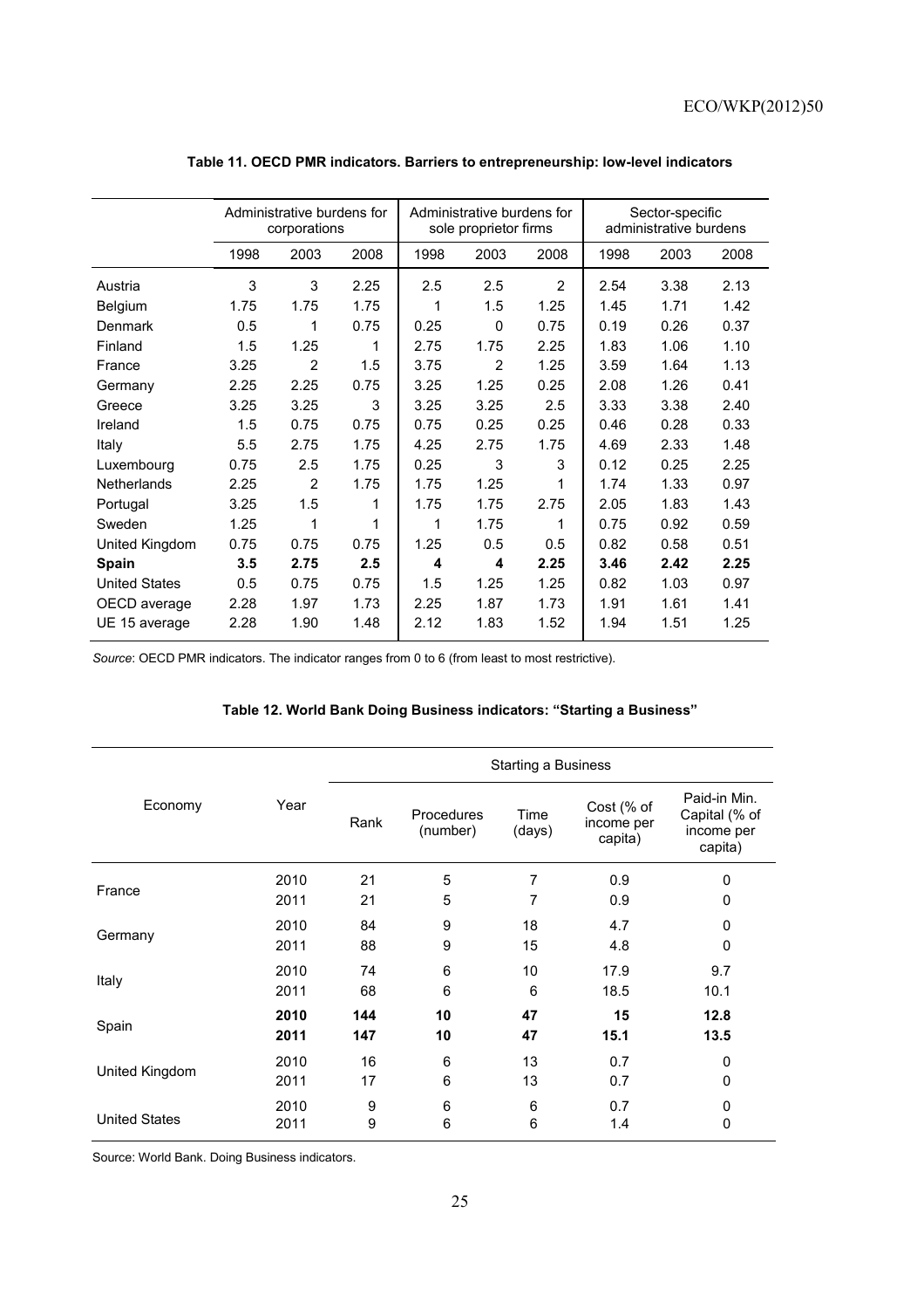**Table 11. OECD PMR indicators. Barriers to entrepreneurship: low-level indicators**

| | Administrative burdens for corporations | | | Administrative burdens for sole proprietor firms | | | Sector-specific administrative burdens | | |
|---|---|---|---|---|---|---|---|---|---|
| | 1998 | 2003 | 2008 | 1998 | 2003 | 2008 | 1998 | 2003 | 2008 |
| Austria | 3 | 3 | 2.25 | 2.5 | 2.5 | 2 | 2.54 | 3.38 | 2.13 |
| Belgium | 1.75 | 1.75 | 1.75 | 1 | 1.5 | 1.25 | 1.45 | 1.71 | 1.42 |
| Denmark | 0.5 | 1 | 0.75 | 0.25 | 0 | 0.75 | 0.19 | 0.26 | 0.37 |
| Finland | 1.5 | 1.25 | 1 | 2.75 | 1.75 | 2.25 | 1.83 | 1.06 | 1.10 |
| France | 3.25 | 2 | 1.5 | 3.75 | 2 | 1.25 | 3.59 | 1.64 | 1.13 |
| Germany | 2.25 | 2.25 | 0.75 | 3.25 | 1.25 | 0.25 | 2.08 | 1.26 | 0.41 |
| Greece | 3.25 | 3.25 | 3 | 3.25 | 3.25 | 2.5 | 3.33 | 3.38 | 2.40 |
| Ireland | 1.5 | 0.75 | 0.75 | 0.75 | 0.25 | 0.25 | 0.46 | 0.28 | 0.33 |
| Italy | 5.5 | 2.75 | 1.75 | 4.25 | 2.75 | 1.75 | 4.69 | 2.33 | 1.48 |
| Luxembourg | 0.75 | 2.5 | 1.75 | 0.25 | 3 | 3 | 0.12 | 0.25 | 2.25 |
| Netherlands | 2.25 | 2 | 1.75 | 1.75 | 1.25 | 1 | 1.74 | 1.33 | 0.97 |
| Portugal | 3.25 | 1.5 | 1 | 1.75 | 1.75 | 2.75 | 2.05 | 1.83 | 1.43 |
| Sweden | 1.25 | 1 | 1 | 1 | 1.75 | 1 | 0.75 | 0.92 | 0.59 |
| United Kingdom | 0.75 | 0.75 | 0.75 | 1.25 | 0.5 | 0.5 | 0.82 | 0.58 | 0.51 |
| **Spain** | **3.5** | **2.75** | **2.5** | **4** | **4** | **2.25** | **3.46** | **2.42** | **2.25** |
| United States | 0.5 | 0.75 | 0.75 | 1.5 | 1.25 | 1.25 | 0.82 | 1.03 | 0.97 |
| OECD average | 2.28 | 1.97 | 1.73 | 2.25 | 1.87 | 1.73 | 1.91 | 1.61 | 1.41 |
| UE 15 average | 2.28 | 1.90 | 1.48 | 2.12 | 1.83 | 1.52 | 1.94 | 1.51 | 1.25 |

*Source*: OECD PMR indicators. The indicator ranges from 0 to 6 (from least to most restrictive).

**Table 12. World Bank Doing Business indicators: "Starting a Business"**

| Economy | Year | Starting a Business | | | | |
|---|---|---|---|---|---|---|
| | | Rank | Procedures (number) | Time (days) | Cost (% of income per capita) | Paid-in Min. Capital (% of income per capita) |
| France | 2010 | 21 | 5 | 7 | 0.9 | 0 |
| | 2011 | 21 | 5 | 7 | 0.9 | 0 |
| Germany | 2010 | 84 | 9 | 18 | 4.7 | 0 |
| | 2011 | 88 | 9 | 15 | 4.8 | 0 |
| Italy | 2010 | 74 | 6 | 10 | 17.9 | 9.7 |
| | 2011 | 68 | 6 | 6 | 18.5 | 10.1 |
| Spain | **2010** | **144** | **10** | **47** | **15** | **12.8** |
| | **2011** | **147** | **10** | **47** | **15.1** | **13.5** |
| United Kingdom | 2010 | 16 | 6 | 13 | 0.7 | 0 |
| | 2011 | 17 | 6 | 13 | 0.7 | 0 |
| United States | 2010 | 9 | 6 | 6 | 0.7 | 0 |
| | 2011 | 9 | 6 | 6 | 1.4 | 0 |

Source: World Bank. Doing Business indicators.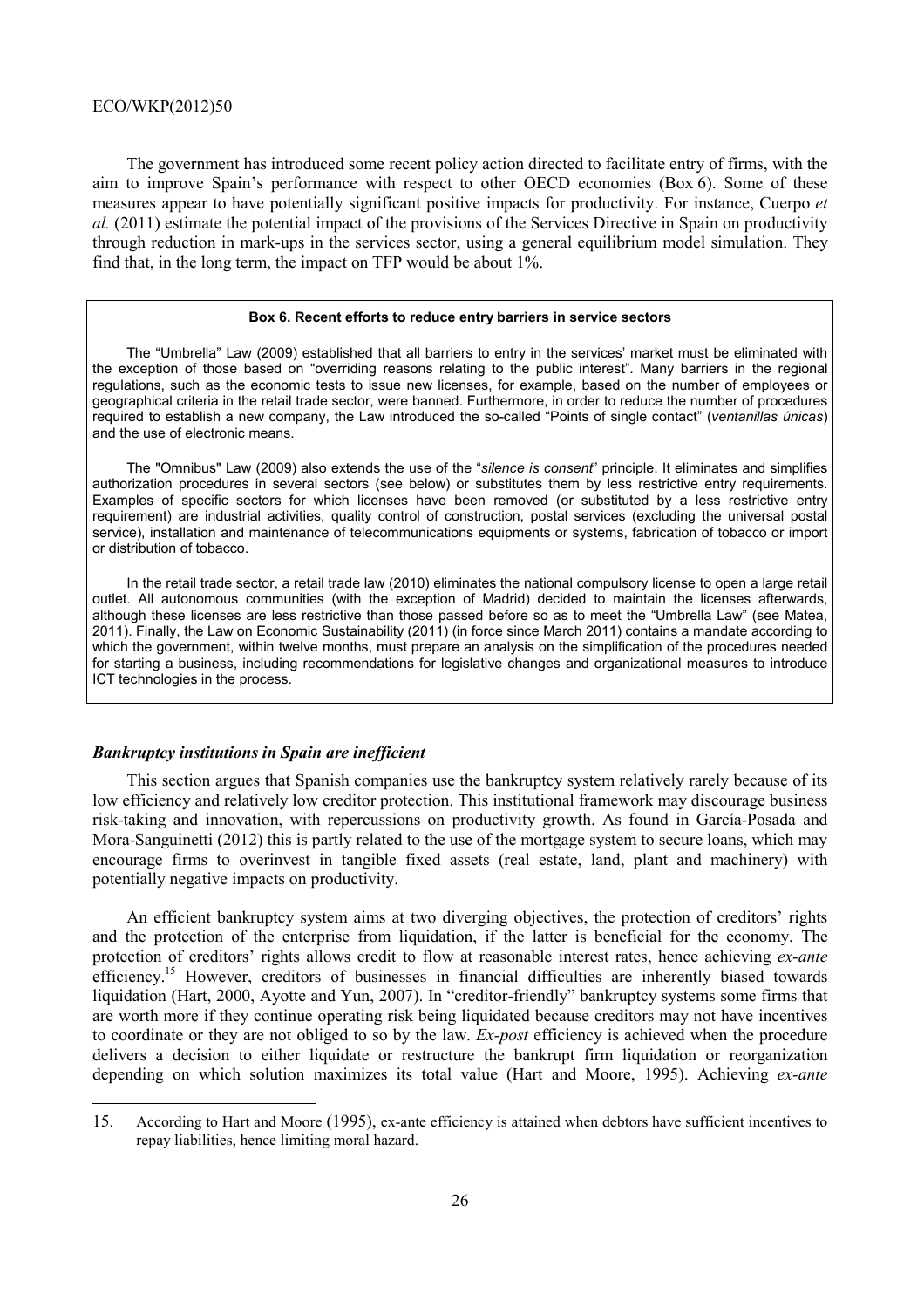The government has introduced some recent policy action directed to facilitate entry of firms, with the aim to improve Spain's performance with respect to other OECD economies (Box 6). Some of these measures appear to have potentially significant positive impacts for productivity. For instance, Cuerpo *et al.* (2011) estimate the potential impact of the provisions of the Services Directive in Spain on productivity through reduction in mark-ups in the services sector, using a general equilibrium model simulation. They find that, in the long term, the impact on TFP would be about 1%.

> **Box 6. Recent efforts to reduce entry barriers in service sectors**
>
> The "Umbrella" Law (2009) established that all barriers to entry in the services' market must be eliminated with the exception of those based on "overriding reasons relating to the public interest". Many barriers in the regional regulations, such as the economic tests to issue new licenses, for example, based on the number of employees or geographical criteria in the retail trade sector, were banned. Furthermore, in order to reduce the number of procedures required to establish a new company, the Law introduced the so-called "Points of single contact" (*ventanillas únicas*) and the use of electronic means.
>
> The "Omnibus" Law (2009) also extends the use of the "*silence is consent*" principle. It eliminates and simplifies authorization procedures in several sectors (see below) or substitutes them by less restrictive entry requirements. Examples of specific sectors for which licenses have been removed (or substituted by a less restrictive entry requirement) are industrial activities, quality control of construction, postal services (excluding the universal postal service), installation and maintenance of telecommunications equipments or systems, fabrication of tobacco or import or distribution of tobacco.
>
> In the retail trade sector, a retail trade law (2010) eliminates the national compulsory license to open a large retail outlet. All autonomous communities (with the exception of Madrid) decided to maintain the licenses afterwards, although these licenses are less restrictive than those passed before so as to meet the "Umbrella Law" (see Matea, 2011). Finally, the Law on Economic Sustainability (2011) (in force since March 2011) contains a mandate according to which the government, within twelve months, must prepare an analysis on the simplification of the procedures needed for starting a business, including recommendations for legislative changes and organizational measures to introduce ICT technologies in the process.

### ***Bankruptcy institutions in Spain are inefficient***

This section argues that Spanish companies use the bankruptcy system relatively rarely because of its low efficiency and relatively low creditor protection. This institutional framework may discourage business risk-taking and innovation, with repercussions on productivity growth. As found in García-Posada and Mora-Sanguinetti (2012) this is partly related to the use of the mortgage system to secure loans, which may encourage firms to overinvest in tangible fixed assets (real estate, land, plant and machinery) with potentially negative impacts on productivity.

An efficient bankruptcy system aims at two diverging objectives, the protection of creditors' rights and the protection of the enterprise from liquidation, if the latter is beneficial for the economy. The protection of creditors' rights allows credit to flow at reasonable interest rates, hence achieving *ex-ante* efficiency.[15] However, creditors of businesses in financial difficulties are inherently biased towards liquidation (Hart, 2000, Ayotte and Yun, 2007). In "creditor-friendly" bankruptcy systems some firms that are worth more if they continue operating risk being liquidated because creditors may not have incentives to coordinate or they are not obliged to so by the law. *Ex-post* efficiency is achieved when the procedure delivers a decision to either liquidate or restructure the bankrupt firm liquidation or reorganization depending on which solution maximizes its total value (Hart and Moore, 1995). Achieving *ex-ante*

15. According to Hart and Moore (1995), ex-ante efficiency is attained when debtors have sufficient incentives to repay liabilities, hence limiting moral hazard.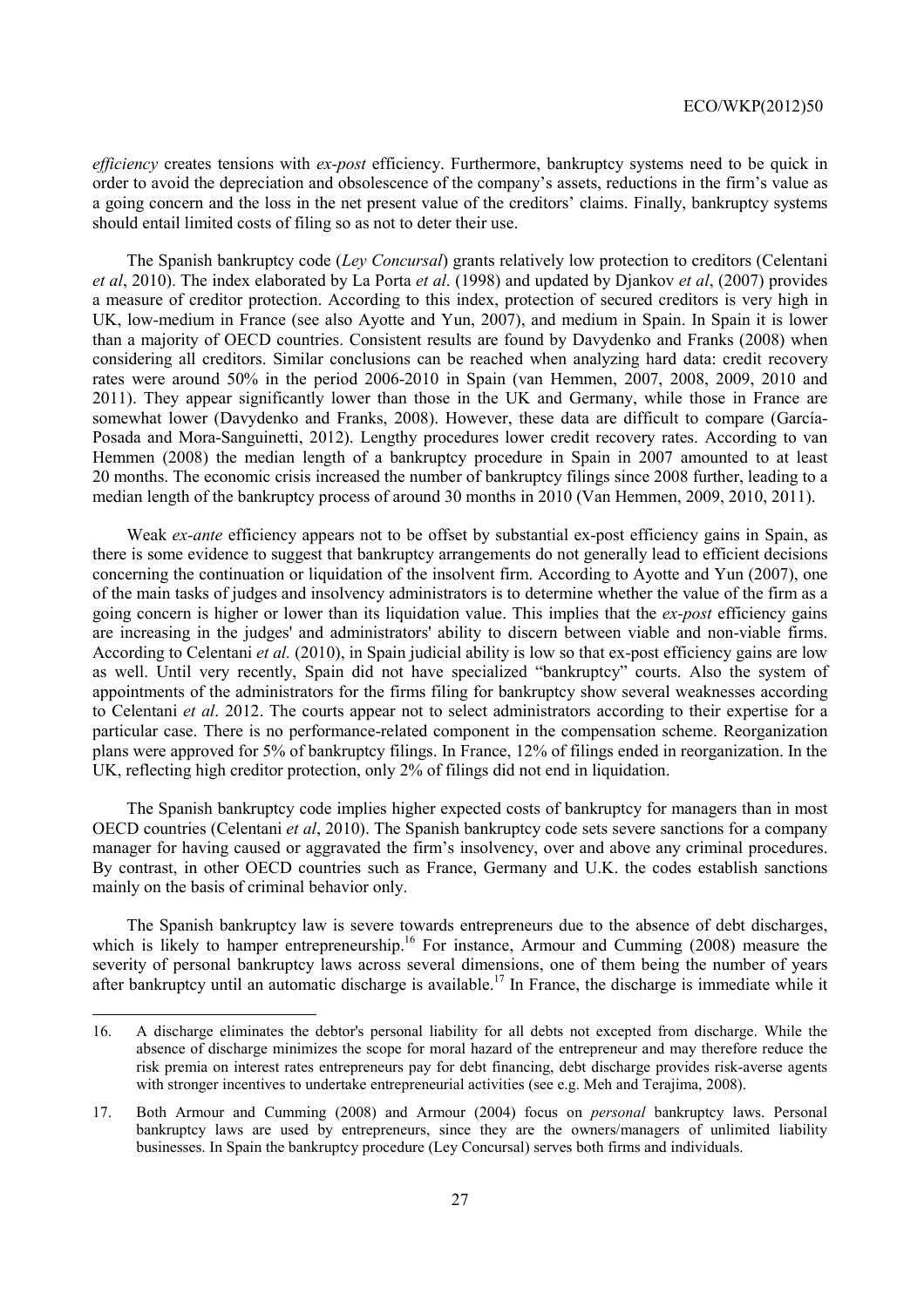*efficiency* creates tensions with *ex-post* efficiency. Furthermore, bankruptcy systems need to be quick in order to avoid the depreciation and obsolescence of the company's assets, reductions in the firm's value as a going concern and the loss in the net present value of the creditors' claims. Finally, bankruptcy systems should entail limited costs of filing so as not to deter their use.

The Spanish bankruptcy code (*Ley Concursal*) grants relatively low protection to creditors (Celentani *et al*, 2010). The index elaborated by La Porta *et al*. (1998) and updated by Djankov *et al*, (2007) provides a measure of creditor protection. According to this index, protection of secured creditors is very high in UK, low-medium in France (see also Ayotte and Yun, 2007), and medium in Spain. In Spain it is lower than a majority of OECD countries. Consistent results are found by Davydenko and Franks (2008) when considering all creditors. Similar conclusions can be reached when analyzing hard data: credit recovery rates were around 50% in the period 2006-2010 in Spain (van Hemmen, 2007, 2008, 2009, 2010 and 2011). They appear significantly lower than those in the UK and Germany, while those in France are somewhat lower (Davydenko and Franks, 2008). However, these data are difficult to compare (García-Posada and Mora-Sanguinetti, 2012). Lengthy procedures lower credit recovery rates. According to van Hemmen (2008) the median length of a bankruptcy procedure in Spain in 2007 amounted to at least 20 months. The economic crisis increased the number of bankruptcy filings since 2008 further, leading to a median length of the bankruptcy process of around 30 months in 2010 (Van Hemmen, 2009, 2010, 2011).

Weak *ex-ante* efficiency appears not to be offset by substantial ex-post efficiency gains in Spain, as there is some evidence to suggest that bankruptcy arrangements do not generally lead to efficient decisions concerning the continuation or liquidation of the insolvent firm. According to Ayotte and Yun (2007), one of the main tasks of judges and insolvency administrators is to determine whether the value of the firm as a going concern is higher or lower than its liquidation value. This implies that the *ex-post* efficiency gains are increasing in the judges' and administrators' ability to discern between viable and non-viable firms. According to Celentani *et al.* (2010), in Spain judicial ability is low so that ex-post efficiency gains are low as well. Until very recently, Spain did not have specialized "bankruptcy" courts. Also the system of appointments of the administrators for the firms filing for bankruptcy show several weaknesses according to Celentani *et al*. 2012. The courts appear not to select administrators according to their expertise for a particular case. There is no performance-related component in the compensation scheme. Reorganization plans were approved for 5% of bankruptcy filings. In France, 12% of filings ended in reorganization. In the UK, reflecting high creditor protection, only 2% of filings did not end in liquidation.

The Spanish bankruptcy code implies higher expected costs of bankruptcy for managers than in most OECD countries (Celentani *et al*, 2010). The Spanish bankruptcy code sets severe sanctions for a company manager for having caused or aggravated the firm's insolvency, over and above any criminal procedures. By contrast, in other OECD countries such as France, Germany and U.K. the codes establish sanctions mainly on the basis of criminal behavior only.

The Spanish bankruptcy law is severe towards entrepreneurs due to the absence of debt discharges, which is likely to hamper entrepreneurship.[16] For instance, Armour and Cumming (2008) measure the severity of personal bankruptcy laws across several dimensions, one of them being the number of years after bankruptcy until an automatic discharge is available.[17] In France, the discharge is immediate while it

---

16. A discharge eliminates the debtor's personal liability for all debts not excepted from discharge. While the absence of discharge minimizes the scope for moral hazard of the entrepreneur and may therefore reduce the risk premia on interest rates entrepreneurs pay for debt financing, debt discharge provides risk-averse agents with stronger incentives to undertake entrepreneurial activities (see e.g. Meh and Terajima, 2008).

17. Both Armour and Cumming (2008) and Armour (2004) focus on *personal* bankruptcy laws. Personal bankruptcy laws are used by entrepreneurs, since they are the owners/managers of unlimited liability businesses. In Spain the bankruptcy procedure (Ley Concursal) serves both firms and individuals.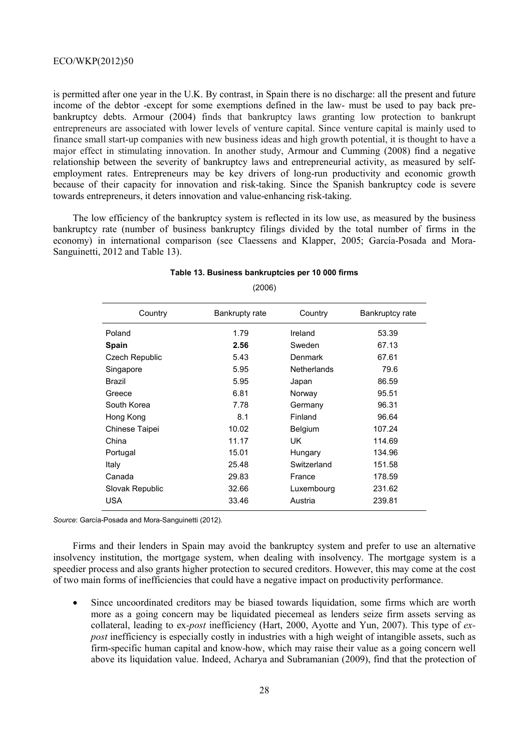is permitted after one year in the U.K. By contrast, in Spain there is no discharge: all the present and future income of the debtor -except for some exemptions defined in the law- must be used to pay back pre-bankruptcy debts. Armour (2004) finds that bankruptcy laws granting low protection to bankrupt entrepreneurs are associated with lower levels of venture capital. Since venture capital is mainly used to finance small start-up companies with new business ideas and high growth potential, it is thought to have a major effect in stimulating innovation. In another study, Armour and Cumming (2008) find a negative relationship between the severity of bankruptcy laws and entrepreneurial activity, as measured by self-employment rates. Entrepreneurs may be key drivers of long-run productivity and economic growth because of their capacity for innovation and risk-taking. Since the Spanish bankruptcy code is severe towards entrepreneurs, it deters innovation and value-enhancing risk-taking.

The low efficiency of the bankruptcy system is reflected in its low use, as measured by the business bankruptcy rate (number of business bankruptcy filings divided by the total number of firms in the economy) in international comparison (see Claessens and Klapper, 2005; García-Posada and Mora-Sanguinetti, 2012 and Table 13).

**Table 13. Business bankruptcies per 10 000 firms**

(2006)

| Country | Bankrupty rate | Country | Bankruptcy rate |
|---|---|---|---|
| Poland | 1.79 | Ireland | 53.39 |
| **Spain** | **2.56** | Sweden | 67.13 |
| Czech Republic | 5.43 | Denmark | 67.61 |
| Singapore | 5.95 | Netherlands | 79.6 |
| Brazil | 5.95 | Japan | 86.59 |
| Greece | 6.81 | Norway | 95.51 |
| South Korea | 7.78 | Germany | 96.31 |
| Hong Kong | 8.1 | Finland | 96.64 |
| Chinese Taipei | 10.02 | Belgium | 107.24 |
| China | 11.17 | UK | 114.69 |
| Portugal | 15.01 | Hungary | 134.96 |
| Italy | 25.48 | Switzerland | 151.58 |
| Canada | 29.83 | France | 178.59 |
| Slovak Republic | 32.66 | Luxembourg | 231.62 |
| USA | 33.46 | Austria | 239.81 |

*Source*: García-Posada and Mora-Sanguinetti (2012).

Firms and their lenders in Spain may avoid the bankruptcy system and prefer to use an alternative insolvency institution, the mortgage system, when dealing with insolvency. The mortgage system is a speedier process and also grants higher protection to secured creditors. However, this may come at the cost of two main forms of inefficiencies that could have a negative impact on productivity performance.

- Since uncoordinated creditors may be biased towards liquidation, some firms which are worth more as a going concern may be liquidated piecemeal as lenders seize firm assets serving as collateral, leading to ex-*post* inefficiency (Hart, 2000, Ayotte and Yun, 2007). This type of *ex-post* inefficiency is especially costly in industries with a high weight of intangible assets, such as firm-specific human capital and know-how, which may raise their value as a going concern well above its liquidation value. Indeed, Acharya and Subramanian (2009), find that the protection of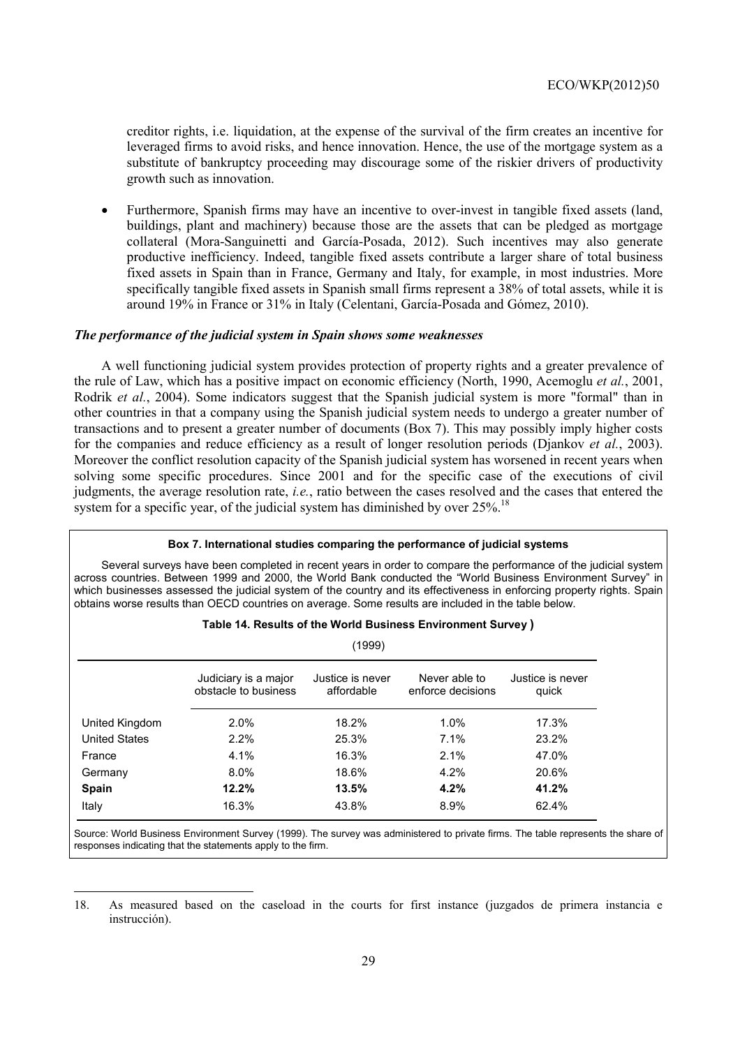creditor rights, i.e. liquidation, at the expense of the survival of the firm creates an incentive for leveraged firms to avoid risks, and hence innovation. Hence, the use of the mortgage system as a substitute of bankruptcy proceeding may discourage some of the riskier drivers of productivity growth such as innovation.

- Furthermore, Spanish firms may have an incentive to over-invest in tangible fixed assets (land, buildings, plant and machinery) because those are the assets that can be pledged as mortgage collateral (Mora-Sanguinetti and García-Posada, 2012). Such incentives may also generate productive inefficiency. Indeed, tangible fixed assets contribute a larger share of total business fixed assets in Spain than in France, Germany and Italy, for example, in most industries. More specifically tangible fixed assets in Spanish small firms represent a 38% of total assets, while it is around 19% in France or 31% in Italy (Celentani, García-Posada and Gómez, 2010).

### *The performance of the judicial system in Spain shows some weaknesses*

A well functioning judicial system provides protection of property rights and a greater prevalence of the rule of Law, which has a positive impact on economic efficiency (North, 1990, Acemoglu *et al.*, 2001, Rodrik *et al.*, 2004). Some indicators suggest that the Spanish judicial system is more "formal" than in other countries in that a company using the Spanish judicial system needs to undergo a greater number of transactions and to present a greater number of documents (Box 7). This may possibly imply higher costs for the companies and reduce efficiency as a result of longer resolution periods (Djankov *et al.*, 2003). Moreover the conflict resolution capacity of the Spanish judicial system has worsened in recent years when solving some specific procedures. Since 2001 and for the specific case of the executions of civil judgments, the average resolution rate, *i.e.*, ratio between the cases resolved and the cases that entered the system for a specific year, of the judicial system has diminished by over 25%.[18]

**Box 7. International studies comparing the performance of judicial systems**

Several surveys have been completed in recent years in order to compare the performance of the judicial system across countries. Between 1999 and 2000, the World Bank conducted the "World Business Environment Survey" in which businesses assessed the judicial system of the country and its effectiveness in enforcing property rights. Spain obtains worse results than OECD countries on average. Some results are included in the table below.

**Table 14. Results of the World Business Environment Survey )**

(1999)

| | Judiciary is a major obstacle to business | Justice is never affordable | Never able to enforce decisions | Justice is never quick |
|---|---|---|---|---|
| United Kingdom | 2.0% | 18.2% | 1.0% | 17.3% |
| United States | 2.2% | 25.3% | 7.1% | 23.2% |
| France | 4.1% | 16.3% | 2.1% | 47.0% |
| Germany | 8.0% | 18.6% | 4.2% | 20.6% |
| **Spain** | **12.2%** | **13.5%** | **4.2%** | **41.2%** |
| Italy | 16.3% | 43.8% | 8.9% | 62.4% |

Source: World Business Environment Survey (1999). The survey was administered to private firms. The table represents the share of responses indicating that the statements apply to the firm.

18. As measured based on the caseload in the courts for first instance (juzgados de primera instancia e instrucción).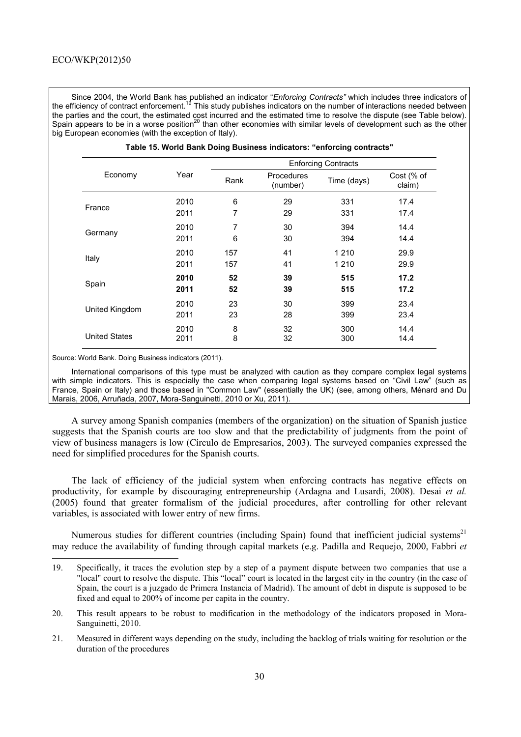Since 2004, the World Bank has published an indicator "*Enforcing Contracts"* which includes three indicators of the efficiency of contract enforcement.[19] This study publishes indicators on the number of interactions needed between the parties and the court, the estimated cost incurred and the estimated time to resolve the dispute (see Table below). Spain appears to be in a worse position[20] than other economies with similar levels of development such as the other big European economies (with the exception of Italy).

**Table 15. World Bank Doing Business indicators: "enforcing contracts"**

| Economy | Year | Enforcing Contracts | | | |
|---|---|---|---|---|---|
| | | Rank | Procedures (number) | Time (days) | Cost (% of claim) |
| France | 2010 | 6 | 29 | 331 | 17.4 |
| | 2011 | 7 | 29 | 331 | 17.4 |
| Germany | 2010 | 7 | 30 | 394 | 14.4 |
| | 2011 | 6 | 30 | 394 | 14.4 |
| Italy | 2010 | 157 | 41 | 1 210 | 29.9 |
| | 2011 | 157 | 41 | 1 210 | 29.9 |
| Spain | **2010** | **52** | **39** | **515** | **17.2** |
| | **2011** | **52** | **39** | **515** | **17.2** |
| United Kingdom | 2010 | 23 | 30 | 399 | 23.4 |
| | 2011 | 23 | 28 | 399 | 23.4 |
| United States | 2010 | 8 | 32 | 300 | 14.4 |
| | 2011 | 8 | 32 | 300 | 14.4 |

Source: World Bank. Doing Business indicators (2011).

International comparisons of this type must be analyzed with caution as they compare complex legal systems with simple indicators. This is especially the case when comparing legal systems based on "Civil Law" (such as France, Spain or Italy) and those based in "Common Law" (essentially the UK) (see, among others, Ménard and Du Marais, 2006, Arruñada, 2007, Mora-Sanguinetti, 2010 or Xu, 2011).

A survey among Spanish companies (members of the organization) on the situation of Spanish justice suggests that the Spanish courts are too slow and that the predictability of judgments from the point of view of business managers is low (Círculo de Empresarios, 2003). The surveyed companies expressed the need for simplified procedures for the Spanish courts.

The lack of efficiency of the judicial system when enforcing contracts has negative effects on productivity, for example by discouraging entrepreneurship (Ardagna and Lusardi, 2008). Desai *et al.* (2005) found that greater formalism of the judicial procedures, after controlling for other relevant variables, is associated with lower entry of new firms.

Numerous studies for different countries (including Spain) found that inefficient judicial systems[21] may reduce the availability of funding through capital markets (e.g. Padilla and Requejo, 2000, Fabbri *et*

---

19. Specifically, it traces the evolution step by a step of a payment dispute between two companies that use a "local" court to resolve the dispute. This "local" court is located in the largest city in the country (in the case of Spain, the court is a juzgado de Primera Instancia of Madrid). The amount of debt in dispute is supposed to be fixed and equal to 200% of income per capita in the country.

20. This result appears to be robust to modification in the methodology of the indicators proposed in Mora-Sanguinetti, 2010.

21. Measured in different ways depending on the study, including the backlog of trials waiting for resolution or the duration of the procedures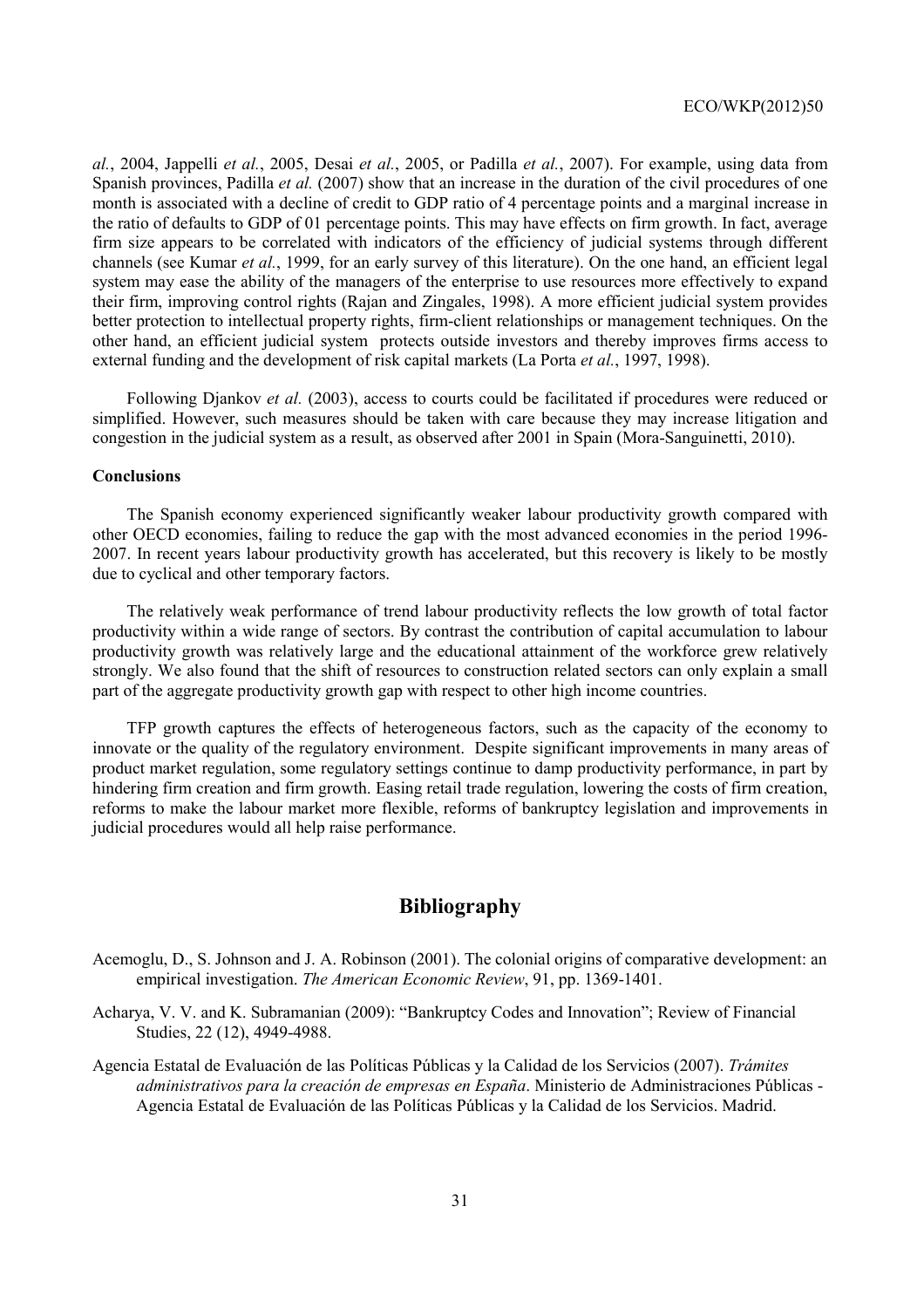*al.*, 2004, Jappelli *et al.*, 2005, Desai *et al.*, 2005, or Padilla *et al.*, 2007). For example, using data from Spanish provinces, Padilla *et al.* (2007) show that an increase in the duration of the civil procedures of one month is associated with a decline of credit to GDP ratio of 4 percentage points and a marginal increase in the ratio of defaults to GDP of 01 percentage points. This may have effects on firm growth. In fact, average firm size appears to be correlated with indicators of the efficiency of judicial systems through different channels (see Kumar *et al.*, 1999, for an early survey of this literature). On the one hand, an efficient legal system may ease the ability of the managers of the enterprise to use resources more effectively to expand their firm, improving control rights (Rajan and Zingales, 1998). A more efficient judicial system provides better protection to intellectual property rights, firm-client relationships or management techniques. On the other hand, an efficient judicial system protects outside investors and thereby improves firms access to external funding and the development of risk capital markets (La Porta *et al.*, 1997, 1998).

Following Djankov *et al.* (2003), access to courts could be facilitated if procedures were reduced or simplified. However, such measures should be taken with care because they may increase litigation and congestion in the judicial system as a result, as observed after 2001 in Spain (Mora-Sanguinetti, 2010).

**Conclusions**

The Spanish economy experienced significantly weaker labour productivity growth compared with other OECD economies, failing to reduce the gap with the most advanced economies in the period 1996-2007. In recent years labour productivity growth has accelerated, but this recovery is likely to be mostly due to cyclical and other temporary factors.

The relatively weak performance of trend labour productivity reflects the low growth of total factor productivity within a wide range of sectors. By contrast the contribution of capital accumulation to labour productivity growth was relatively large and the educational attainment of the workforce grew relatively strongly. We also found that the shift of resources to construction related sectors can only explain a small part of the aggregate productivity growth gap with respect to other high income countries.

TFP growth captures the effects of heterogeneous factors, such as the capacity of the economy to innovate or the quality of the regulatory environment. Despite significant improvements in many areas of product market regulation, some regulatory settings continue to damp productivity performance, in part by hindering firm creation and firm growth. Easing retail trade regulation, lowering the costs of firm creation, reforms to make the labour market more flexible, reforms of bankruptcy legislation and improvements in judicial procedures would all help raise performance.

## Bibliography

Acemoglu, D., S. Johnson and J. A. Robinson (2001). The colonial origins of comparative development: an empirical investigation. *The American Economic Review*, 91, pp. 1369-1401.

Acharya, V. V. and K. Subramanian (2009): "Bankruptcy Codes and Innovation"; Review of Financial Studies, 22 (12), 4949-4988.

Agencia Estatal de Evaluación de las Políticas Públicas y la Calidad de los Servicios (2007). *Trámites administrativos para la creación de empresas en España*. Ministerio de Administraciones Públicas - Agencia Estatal de Evaluación de las Políticas Públicas y la Calidad de los Servicios. Madrid.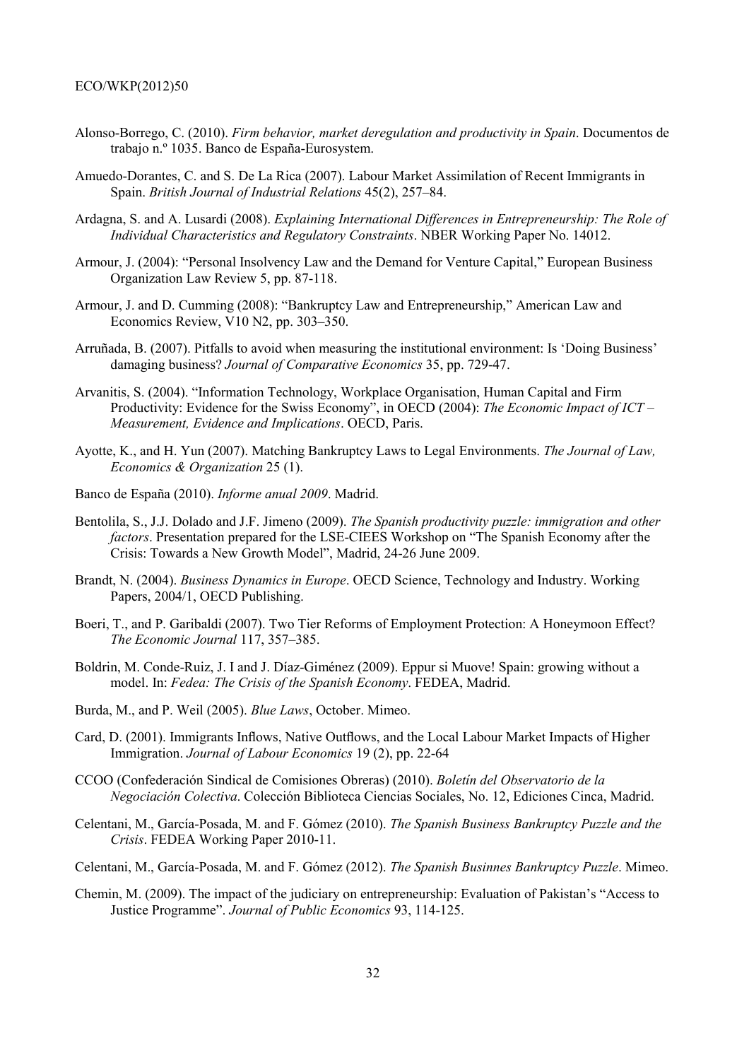Alonso-Borrego, C. (2010). *Firm behavior, market deregulation and productivity in Spain*. Documentos de trabajo n.º 1035. Banco de España-Eurosystem.

Amuedo-Dorantes, C. and S. De La Rica (2007). Labour Market Assimilation of Recent Immigrants in Spain. *British Journal of Industrial Relations* 45(2), 257–84.

Ardagna, S. and A. Lusardi (2008). *Explaining International Differences in Entrepreneurship: The Role of Individual Characteristics and Regulatory Constraints*. NBER Working Paper No. 14012.

Armour, J. (2004): "Personal Insolvency Law and the Demand for Venture Capital," European Business Organization Law Review 5, pp. 87-118.

Armour, J. and D. Cumming (2008): "Bankruptcy Law and Entrepreneurship," American Law and Economics Review, V10 N2, pp. 303–350.

Arruñada, B. (2007). Pitfalls to avoid when measuring the institutional environment: Is 'Doing Business' damaging business? *Journal of Comparative Economics* 35, pp. 729-47.

Arvanitis, S. (2004). "Information Technology, Workplace Organisation, Human Capital and Firm Productivity: Evidence for the Swiss Economy", in OECD (2004): *The Economic Impact of ICT – Measurement, Evidence and Implications*. OECD, Paris.

Ayotte, K., and H. Yun (2007). Matching Bankruptcy Laws to Legal Environments. *The Journal of Law, Economics & Organization* 25 (1).

Banco de España (2010). *Informe anual 2009*. Madrid.

Bentolila, S., J.J. Dolado and J.F. Jimeno (2009). *The Spanish productivity puzzle: immigration and other factors*. Presentation prepared for the LSE-CIEES Workshop on "The Spanish Economy after the Crisis: Towards a New Growth Model", Madrid, 24-26 June 2009.

Brandt, N. (2004). *Business Dynamics in Europe*. OECD Science, Technology and Industry. Working Papers, 2004/1, OECD Publishing.

Boeri, T., and P. Garibaldi (2007). Two Tier Reforms of Employment Protection: A Honeymoon Effect? *The Economic Journal* 117, 357–385.

Boldrin, M. Conde-Ruiz, J. I and J. Díaz-Giménez (2009). Eppur si Muove! Spain: growing without a model. In: *Fedea: The Crisis of the Spanish Economy*. FEDEA, Madrid.

Burda, M., and P. Weil (2005). *Blue Laws*, October. Mimeo.

Card, D. (2001). Immigrants Inflows, Native Outflows, and the Local Labour Market Impacts of Higher Immigration. *Journal of Labour Economics* 19 (2), pp. 22-64

CCOO (Confederación Sindical de Comisiones Obreras) (2010). *Boletín del Observatorio de la Negociación Colectiva*. Colección Biblioteca Ciencias Sociales, No. 12, Ediciones Cinca, Madrid.

Celentani, M., García-Posada, M. and F. Gómez (2010). *The Spanish Business Bankruptcy Puzzle and the Crisis*. FEDEA Working Paper 2010-11.

Celentani, M., García-Posada, M. and F. Gómez (2012). *The Spanish Businnes Bankruptcy Puzzle*. Mimeo.

Chemin, M. (2009). The impact of the judiciary on entrepreneurship: Evaluation of Pakistan's "Access to Justice Programme". *Journal of Public Economics* 93, 114-125.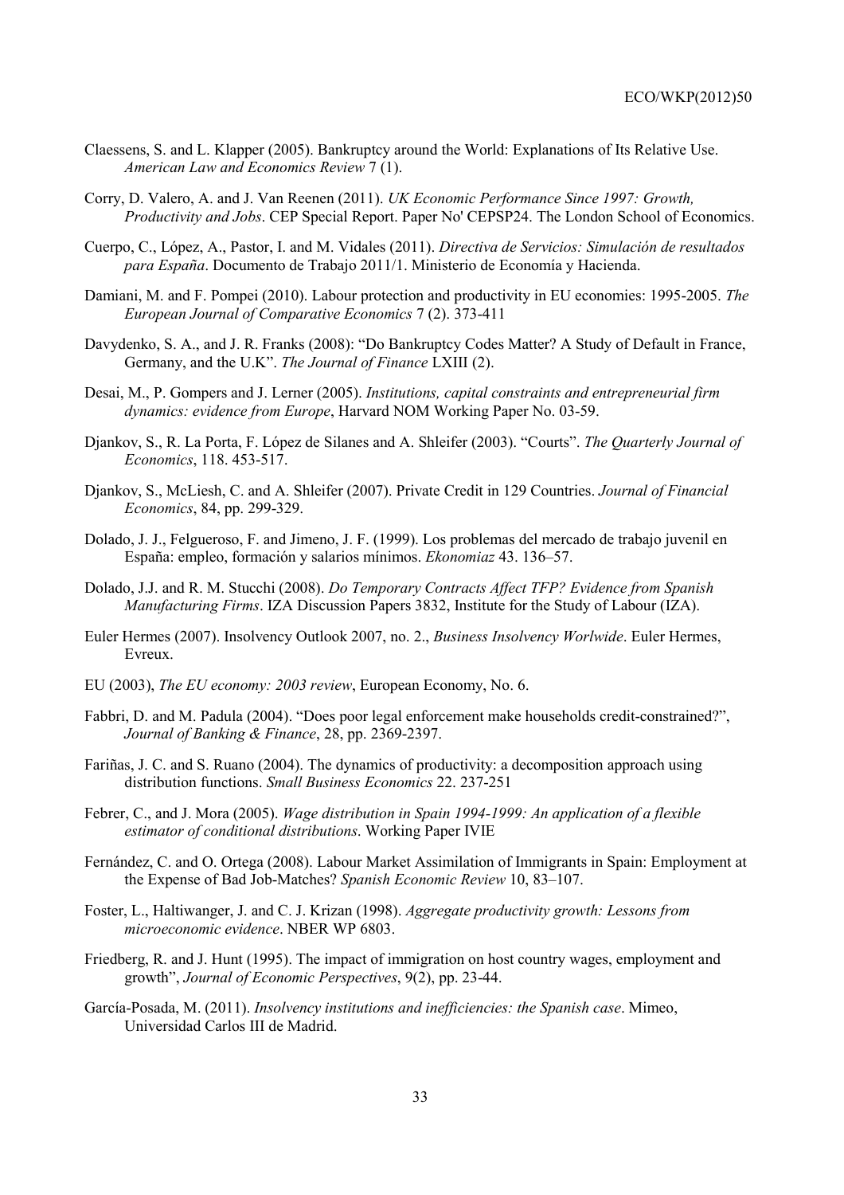Claessens, S. and L. Klapper (2005). Bankruptcy around the World: Explanations of Its Relative Use. *American Law and Economics Review* 7 (1).

Corry, D. Valero, A. and J. Van Reenen (2011). *UK Economic Performance Since 1997: Growth, Productivity and Jobs*. CEP Special Report. Paper No' CEPSP24. The London School of Economics.

Cuerpo, C., López, A., Pastor, I. and M. Vidales (2011). *Directiva de Servicios: Simulación de resultados para España*. Documento de Trabajo 2011/1. Ministerio de Economía y Hacienda.

Damiani, M. and F. Pompei (2010). Labour protection and productivity in EU economies: 1995-2005. *The European Journal of Comparative Economics* 7 (2). 373-411

Davydenko, S. A., and J. R. Franks (2008): "Do Bankruptcy Codes Matter? A Study of Default in France, Germany, and the U.K". *The Journal of Finance* LXIII (2).

Desai, M., P. Gompers and J. Lerner (2005). *Institutions, capital constraints and entrepreneurial firm dynamics: evidence from Europe*, Harvard NOM Working Paper No. 03-59.

Djankov, S., R. La Porta, F. López de Silanes and A. Shleifer (2003). "Courts". *The Quarterly Journal of Economics*, 118. 453-517.

Djankov, S., McLiesh, C. and A. Shleifer (2007). Private Credit in 129 Countries. *Journal of Financial Economics*, 84, pp. 299-329.

Dolado, J. J., Felgueroso, F. and Jimeno, J. F. (1999). Los problemas del mercado de trabajo juvenil en España: empleo, formación y salarios mínimos. *Ekonomiaz* 43. 136–57.

Dolado, J.J. and R. M. Stucchi (2008). *Do Temporary Contracts Affect TFP? Evidence from Spanish Manufacturing Firms*. IZA Discussion Papers 3832, Institute for the Study of Labour (IZA).

Euler Hermes (2007). Insolvency Outlook 2007, no. 2., *Business Insolvency Worlwide*. Euler Hermes, Evreux.

EU (2003), *The EU economy: 2003 review*, European Economy, No. 6.

Fabbri, D. and M. Padula (2004). "Does poor legal enforcement make households credit-constrained?", *Journal of Banking & Finance*, 28, pp. 2369-2397.

Fariñas, J. C. and S. Ruano (2004). The dynamics of productivity: a decomposition approach using distribution functions. *Small Business Economics* 22. 237-251

Febrer, C., and J. Mora (2005). *Wage distribution in Spain 1994-1999: An application of a flexible estimator of conditional distributions*. Working Paper IVIE

Fernández, C. and O. Ortega (2008). Labour Market Assimilation of Immigrants in Spain: Employment at the Expense of Bad Job-Matches? *Spanish Economic Review* 10, 83–107.

Foster, L., Haltiwanger, J. and C. J. Krizan (1998). *Aggregate productivity growth: Lessons from microeconomic evidence*. NBER WP 6803.

Friedberg, R. and J. Hunt (1995). The impact of immigration on host country wages, employment and growth", *Journal of Economic Perspectives*, 9(2), pp. 23-44.

García-Posada, M. (2011). *Insolvency institutions and inefficiencies: the Spanish case*. Mimeo, Universidad Carlos III de Madrid.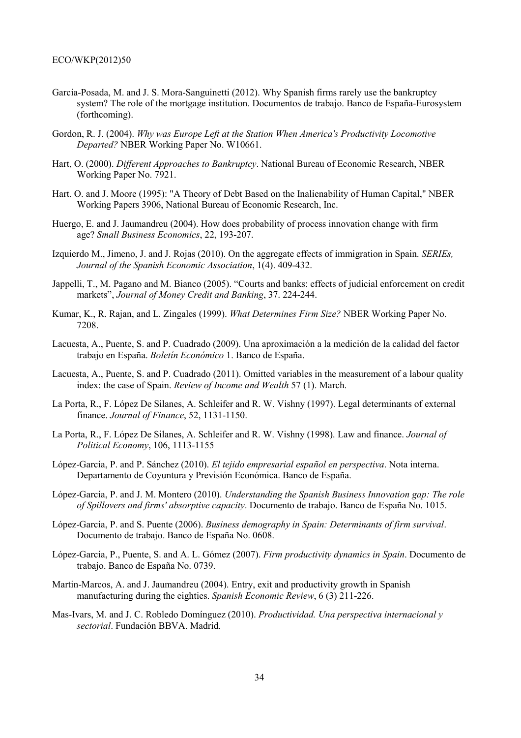García-Posada, M. and J. S. Mora-Sanguinetti (2012). Why Spanish firms rarely use the bankruptcy system? The role of the mortgage institution. Documentos de trabajo. Banco de España-Eurosystem (forthcoming).

Gordon, R. J. (2004). *Why was Europe Left at the Station When America's Productivity Locomotive Departed?* NBER Working Paper No. W10661.

Hart, O. (2000). *Different Approaches to Bankruptcy*. National Bureau of Economic Research, NBER Working Paper No. 7921.

Hart. O. and J. Moore (1995): "A Theory of Debt Based on the Inalienability of Human Capital," NBER Working Papers 3906, National Bureau of Economic Research, Inc.

Huergo, E. and J. Jaumandreu (2004). How does probability of process innovation change with firm age? *Small Business Economics*, 22, 193-207.

Izquierdo M., Jimeno, J. and J. Rojas (2010). On the aggregate effects of immigration in Spain. *SERIEs, Journal of the Spanish Economic Association*, 1(4). 409-432.

Jappelli, T., M. Pagano and M. Bianco (2005). "Courts and banks: effects of judicial enforcement on credit markets", *Journal of Money Credit and Banking*, 37. 224-244.

Kumar, K., R. Rajan, and L. Zingales (1999). *What Determines Firm Size?* NBER Working Paper No. 7208.

Lacuesta, A., Puente, S. and P. Cuadrado (2009). Una aproximación a la medición de la calidad del factor trabajo en España. *Boletín Económico* 1. Banco de España.

Lacuesta, A., Puente, S. and P. Cuadrado (2011). Omitted variables in the measurement of a labour quality index: the case of Spain. *Review of Income and Wealth* 57 (1). March.

La Porta, R., F. López De Silanes, A. Schleifer and R. W. Vishny (1997). Legal determinants of external finance. *Journal of Finance*, 52, 1131-1150.

La Porta, R., F. López De Silanes, A. Schleifer and R. W. Vishny (1998). Law and finance. *Journal of Political Economy*, 106, 1113-1155

López-García, P. and P. Sánchez (2010). *El tejido empresarial español en perspectiva*. Nota interna. Departamento de Coyuntura y Previsión Económica. Banco de España.

López-García, P. and J. M. Montero (2010). *Understanding the Spanish Business Innovation gap: The role of Spillovers and firms' absorptive capacity*. Documento de trabajo. Banco de España No. 1015.

López-García, P. and S. Puente (2006). *Business demography in Spain: Determinants of firm survival*. Documento de trabajo. Banco de España No. 0608.

López-García, P., Puente, S. and A. L. Gómez (2007). *Firm productivity dynamics in Spain*. Documento de trabajo. Banco de España No. 0739.

Martin-Marcos, A. and J. Jaumandreu (2004). Entry, exit and productivity growth in Spanish manufacturing during the eighties. *Spanish Economic Review*, 6 (3) 211-226.

Mas-Ivars, M. and J. C. Robledo Domínguez (2010). *Productividad. Una perspectiva internacional y sectorial*. Fundación BBVA. Madrid.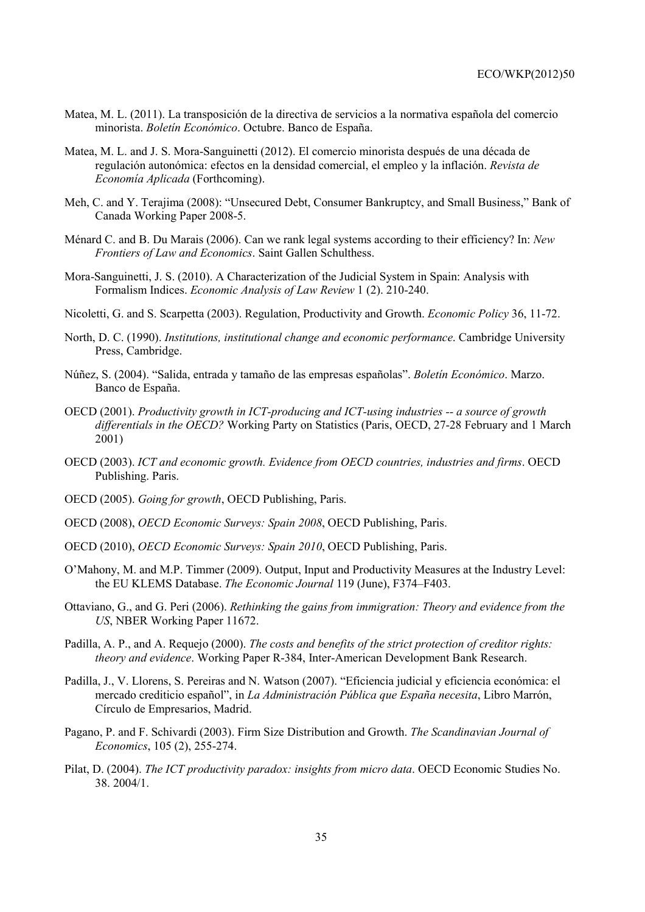Matea, M. L. (2011). La transposición de la directiva de servicios a la normativa española del comercio minorista. *Boletín Económico*. Octubre. Banco de España.

Matea, M. L. and J. S. Mora-Sanguinetti (2012). El comercio minorista después de una década de regulación autonómica: efectos en la densidad comercial, el empleo y la inflación. *Revista de Economía Aplicada* (Forthcoming).

Meh, C. and Y. Terajima (2008): "Unsecured Debt, Consumer Bankruptcy, and Small Business," Bank of Canada Working Paper 2008-5.

Ménard C. and B. Du Marais (2006). Can we rank legal systems according to their efficiency? In: *New Frontiers of Law and Economics*. Saint Gallen Schulthess.

Mora-Sanguinetti, J. S. (2010). A Characterization of the Judicial System in Spain: Analysis with Formalism Indices. *Economic Analysis of Law Review* 1 (2). 210-240.

Nicoletti, G. and S. Scarpetta (2003). Regulation, Productivity and Growth. *Economic Policy* 36, 11-72.

North, D. C. (1990). *Institutions, institutional change and economic performance*. Cambridge University Press, Cambridge.

Núñez, S. (2004). "Salida, entrada y tamaño de las empresas españolas". *Boletín Económico*. Marzo. Banco de España.

OECD (2001). *Productivity growth in ICT-producing and ICT-using industries -- a source of growth differentials in the OECD?* Working Party on Statistics (Paris, OECD, 27-28 February and 1 March 2001)

OECD (2003). *ICT and economic growth. Evidence from OECD countries, industries and firms*. OECD Publishing. Paris.

OECD (2005). *Going for growth*, OECD Publishing, Paris.

OECD (2008), *OECD Economic Surveys: Spain 2008*, OECD Publishing, Paris.

OECD (2010), *OECD Economic Surveys: Spain 2010*, OECD Publishing, Paris.

O'Mahony, M. and M.P. Timmer (2009). Output, Input and Productivity Measures at the Industry Level: the EU KLEMS Database. *The Economic Journal* 119 (June), F374–F403.

Ottaviano, G., and G. Peri (2006). *Rethinking the gains from immigration: Theory and evidence from the US*, NBER Working Paper 11672.

Padilla, A. P., and A. Requejo (2000). *The costs and benefits of the strict protection of creditor rights: theory and evidence*. Working Paper R-384, Inter-American Development Bank Research.

Padilla, J., V. Llorens, S. Pereiras and N. Watson (2007). "Eficiencia judicial y eficiencia económica: el mercado crediticio español", in *La Administración Pública que España necesita*, Libro Marrón, Círculo de Empresarios, Madrid.

Pagano, P. and F. Schivardi (2003). Firm Size Distribution and Growth. *The Scandinavian Journal of Economics*, 105 (2), 255-274.

Pilat, D. (2004). *The ICT productivity paradox: insights from micro data*. OECD Economic Studies No. 38. 2004/1.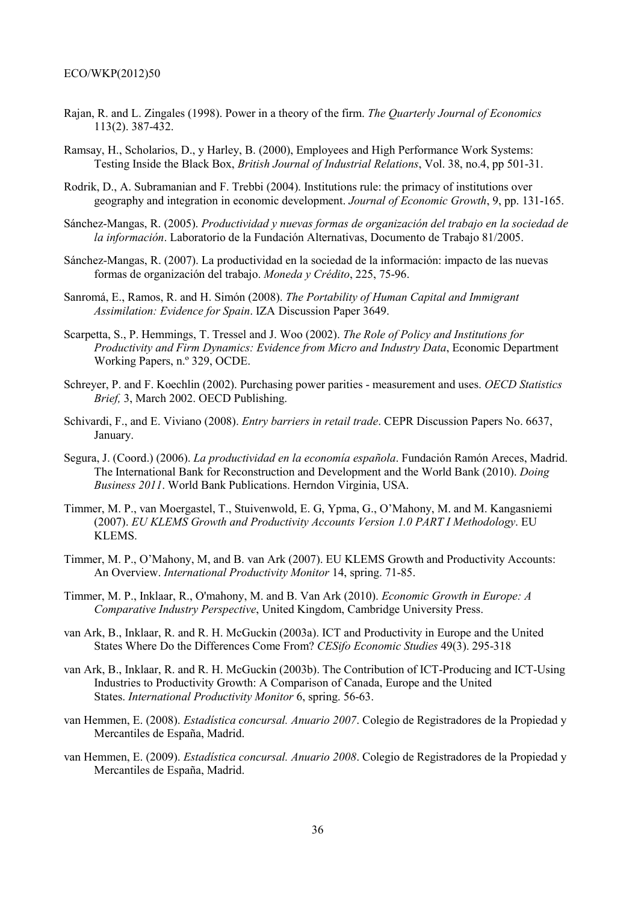Rajan, R. and L. Zingales (1998). Power in a theory of the firm. *The Quarterly Journal of Economics* 113(2). 387-432.

Ramsay, H., Scholarios, D., y Harley, B. (2000), Employees and High Performance Work Systems: Testing Inside the Black Box, *British Journal of Industrial Relations*, Vol. 38, no.4, pp 501-31.

Rodrik, D., A. Subramanian and F. Trebbi (2004). Institutions rule: the primacy of institutions over geography and integration in economic development. *Journal of Economic Growth*, 9, pp. 131-165.

Sánchez-Mangas, R. (2005). *Productividad y nuevas formas de organización del trabajo en la sociedad de la información*. Laboratorio de la Fundación Alternativas, Documento de Trabajo 81/2005.

Sánchez-Mangas, R. (2007). La productividad en la sociedad de la información: impacto de las nuevas formas de organización del trabajo. *Moneda y Crédito*, 225, 75-96.

Sanromá, E., Ramos, R. and H. Simón (2008). *The Portability of Human Capital and Immigrant Assimilation: Evidence for Spain*. IZA Discussion Paper 3649.

Scarpetta, S., P. Hemmings, T. Tressel and J. Woo (2002). *The Role of Policy and Institutions for Productivity and Firm Dynamics: Evidence from Micro and Industry Data*, Economic Department Working Papers, n.º 329, OCDE.

Schreyer, P. and F. Koechlin (2002). Purchasing power parities - measurement and uses. *OECD Statistics Brief,* 3, March 2002. OECD Publishing.

Schivardi, F., and E. Viviano (2008). *Entry barriers in retail trade*. CEPR Discussion Papers No. 6637, January.

Segura, J. (Coord.) (2006). *La productividad en la economía española*. Fundación Ramón Areces, Madrid. The International Bank for Reconstruction and Development and the World Bank (2010). *Doing Business 2011*. World Bank Publications. Herndon Virginia, USA.

Timmer, M. P., van Moergastel, T., Stuivenwold, E. G, Ypma, G., O'Mahony, M. and M. Kangasniemi (2007). *EU KLEMS Growth and Productivity Accounts Version 1.0 PART I Methodology*. EU KLEMS.

Timmer, M. P., O'Mahony, M, and B. van Ark (2007). EU KLEMS Growth and Productivity Accounts: An Overview. *International Productivity Monitor* 14, spring. 71-85.

Timmer, M. P., Inklaar, R., O'mahony, M. and B. Van Ark (2010). *Economic Growth in Europe: A Comparative Industry Perspective*, United Kingdom, Cambridge University Press.

van Ark, B., Inklaar, R. and R. H. McGuckin (2003a). ICT and Productivity in Europe and the United States Where Do the Differences Come From? *CESifo Economic Studies* 49(3). 295-318

van Ark, B., Inklaar, R. and R. H. McGuckin (2003b). The Contribution of ICT-Producing and ICT-Using Industries to Productivity Growth: A Comparison of Canada, Europe and the United States. *International Productivity Monitor* 6, spring. 56-63.

van Hemmen, E. (2008). *Estadística concursal. Anuario 2007*. Colegio de Registradores de la Propiedad y Mercantiles de España, Madrid.

van Hemmen, E. (2009). *Estadística concursal. Anuario 2008*. Colegio de Registradores de la Propiedad y Mercantiles de España, Madrid.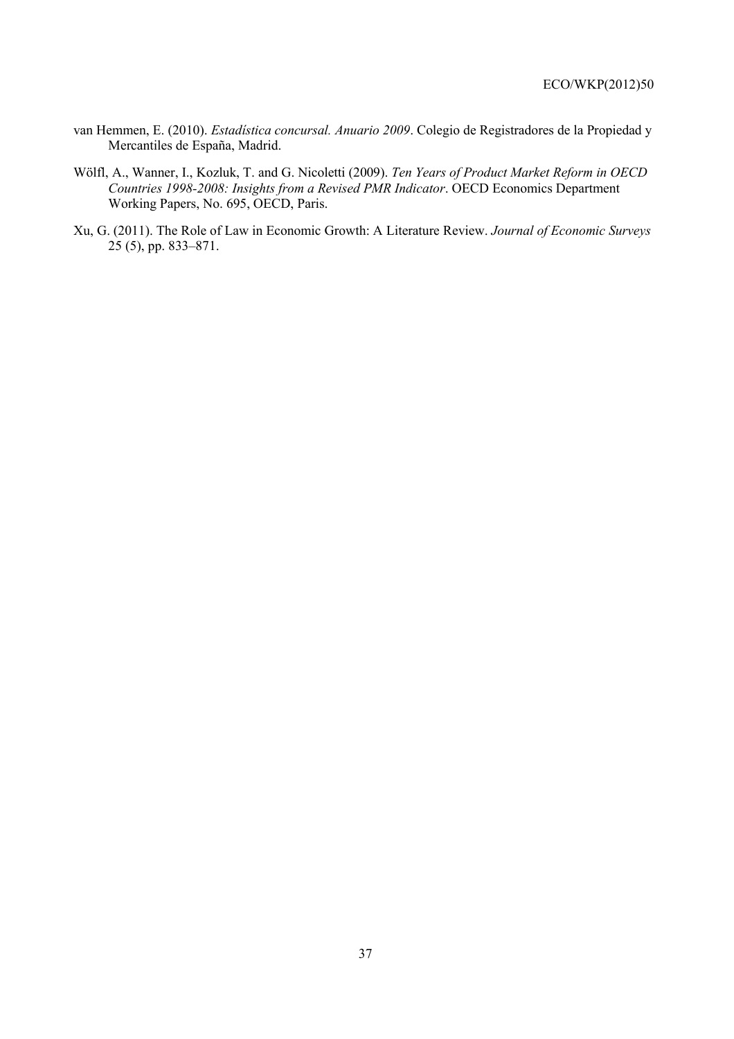van Hemmen, E. (2010). *Estadística concursal. Anuario 2009*. Colegio de Registradores de la Propiedad y Mercantiles de España, Madrid.

Wölfl, A., Wanner, I., Kozluk, T. and G. Nicoletti (2009). *Ten Years of Product Market Reform in OECD Countries 1998-2008: Insights from a Revised PMR Indicator*. OECD Economics Department Working Papers, No. 695, OECD, Paris.

Xu, G. (2011). The Role of Law in Economic Growth: A Literature Review. *Journal of Economic Surveys* 25 (5), pp. 833–871.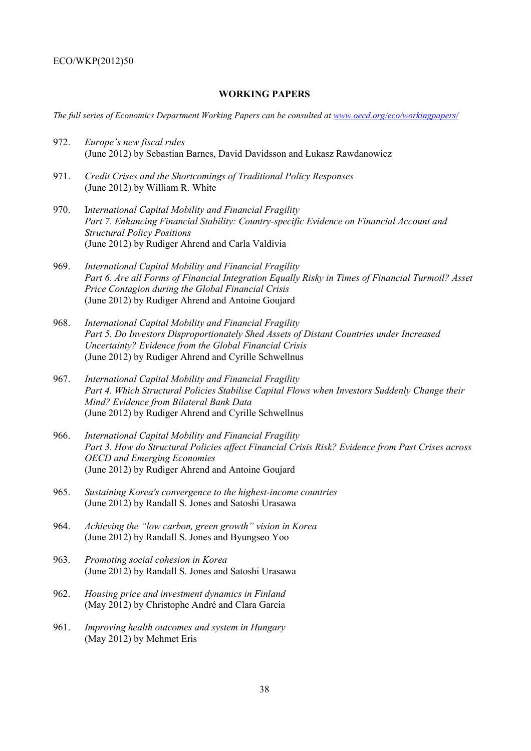## WORKING PAPERS

*The full series of Economics Department Working Papers can be consulted at [www.oecd.org/eco/workingpapers/](www.oecd.org/eco/workingpapers/)*

972. *Europe's new fiscal rules*
(June 2012) by Sebastian Barnes, David Davidsson and Łukasz Rawdanowicz

971. *Credit Crises and the Shortcomings of Traditional Policy Responses*
(June 2012) by William R. White

970. I*nternational Capital Mobility and Financial Fragility*
*Part 7. Enhancing Financial Stability: Country-specific Evidence on Financial Account and Structural Policy Positions*
(June 2012) by Rudiger Ahrend and Carla Valdivia

969. *International Capital Mobility and Financial Fragility*
*Part 6. Are all Forms of Financial Integration Equally Risky in Times of Financial Turmoil? Asset Price Contagion during the Global Financial Crisis*
(June 2012) by Rudiger Ahrend and Antoine Goujard

968. *International Capital Mobility and Financial Fragility*
*Part 5. Do Investors Disproportionately Shed Assets of Distant Countries under Increased Uncertainty? Evidence from the Global Financial Crisis*
(June 2012) by Rudiger Ahrend and Cyrille Schwellnus

967. *International Capital Mobility and Financial Fragility*
*Part 4. Which Structural Policies Stabilise Capital Flows when Investors Suddenly Change their Mind? Evidence from Bilateral Bank Data*
(June 2012) by Rudiger Ahrend and Cyrille Schwellnus

966. *International Capital Mobility and Financial Fragility*
*Part 3. How do Structural Policies affect Financial Crisis Risk? Evidence from Past Crises across OECD and Emerging Economies*
(June 2012) by Rudiger Ahrend and Antoine Goujard

965. *Sustaining Korea's convergence to the highest-income countries*
(June 2012) by Randall S. Jones and Satoshi Urasawa

964. *Achieving the "low carbon, green growth" vision in Korea*
(June 2012) by Randall S. Jones and Byungseo Yoo

963. *Promoting social cohesion in Korea*
(June 2012) by Randall S. Jones and Satoshi Urasawa

962. *Housing price and investment dynamics in Finland*
(May 2012) by Christophe André and Clara Garcia

961. *Improving health outcomes and system in Hungary*
(May 2012) by Mehmet Eris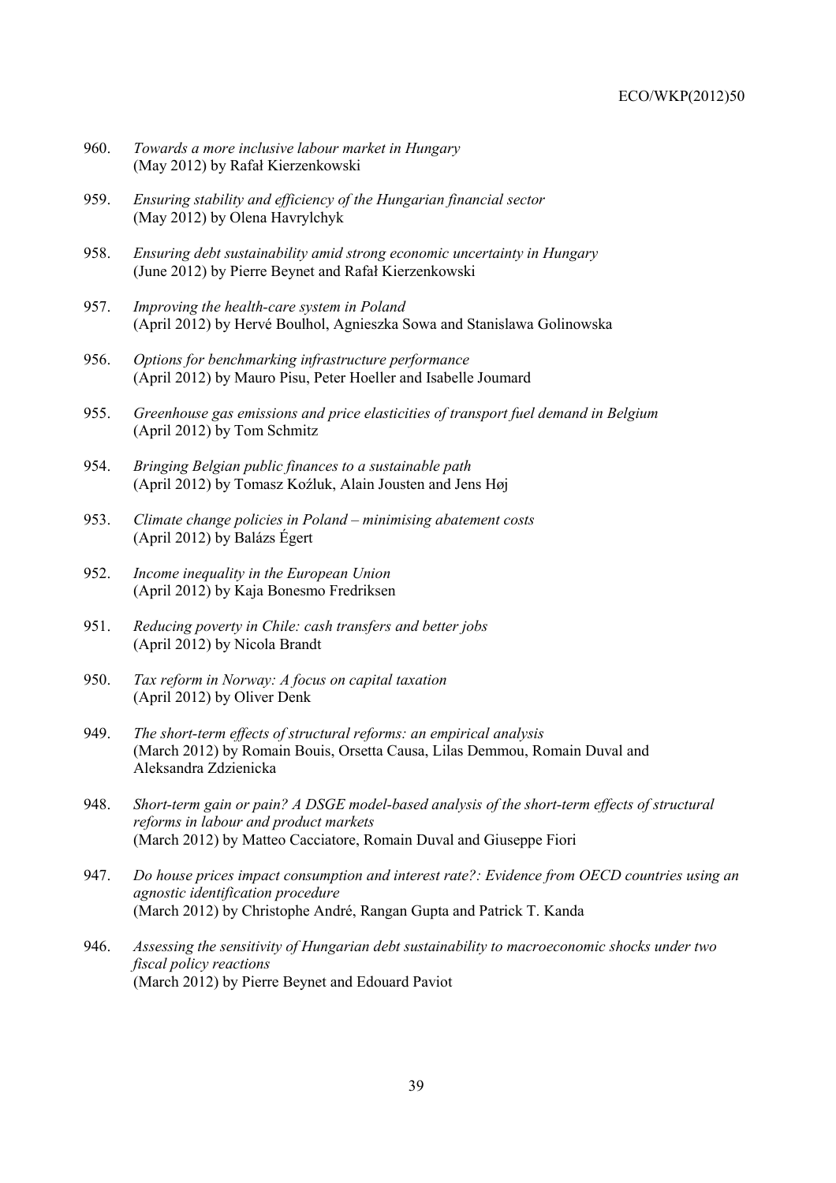960. *Towards a more inclusive labour market in Hungary*
(May 2012) by Rafał Kierzenkowski

959. *Ensuring stability and efficiency of the Hungarian financial sector*
(May 2012) by Olena Havrylchyk

958. *Ensuring debt sustainability amid strong economic uncertainty in Hungary*
(June 2012) by Pierre Beynet and Rafał Kierzenkowski

957. *Improving the health-care system in Poland*
(April 2012) by Hervé Boulhol, Agnieszka Sowa and Stanislawa Golinowska

956. *Options for benchmarking infrastructure performance*
(April 2012) by Mauro Pisu, Peter Hoeller and Isabelle Joumard

955. *Greenhouse gas emissions and price elasticities of transport fuel demand in Belgium*
(April 2012) by Tom Schmitz

954. *Bringing Belgian public finances to a sustainable path*
(April 2012) by Tomasz Koźluk, Alain Jousten and Jens Høj

953. *Climate change policies in Poland – minimising abatement costs*
(April 2012) by Balázs Égert

952. *Income inequality in the European Union*
(April 2012) by Kaja Bonesmo Fredriksen

951. *Reducing poverty in Chile: cash transfers and better jobs*
(April 2012) by Nicola Brandt

950. *Tax reform in Norway: A focus on capital taxation*
(April 2012) by Oliver Denk

949. *The short-term effects of structural reforms: an empirical analysis*
(March 2012) by Romain Bouis, Orsetta Causa, Lilas Demmou, Romain Duval and Aleksandra Zdzienicka

948. *Short-term gain or pain? A DSGE model-based analysis of the short-term effects of structural reforms in labour and product markets*
(March 2012) by Matteo Cacciatore, Romain Duval and Giuseppe Fiori

947. *Do house prices impact consumption and interest rate?: Evidence from OECD countries using an agnostic identification procedure*
(March 2012) by Christophe André, Rangan Gupta and Patrick T. Kanda

946. *Assessing the sensitivity of Hungarian debt sustainability to macroeconomic shocks under two fiscal policy reactions*
(March 2012) by Pierre Beynet and Edouard Paviot